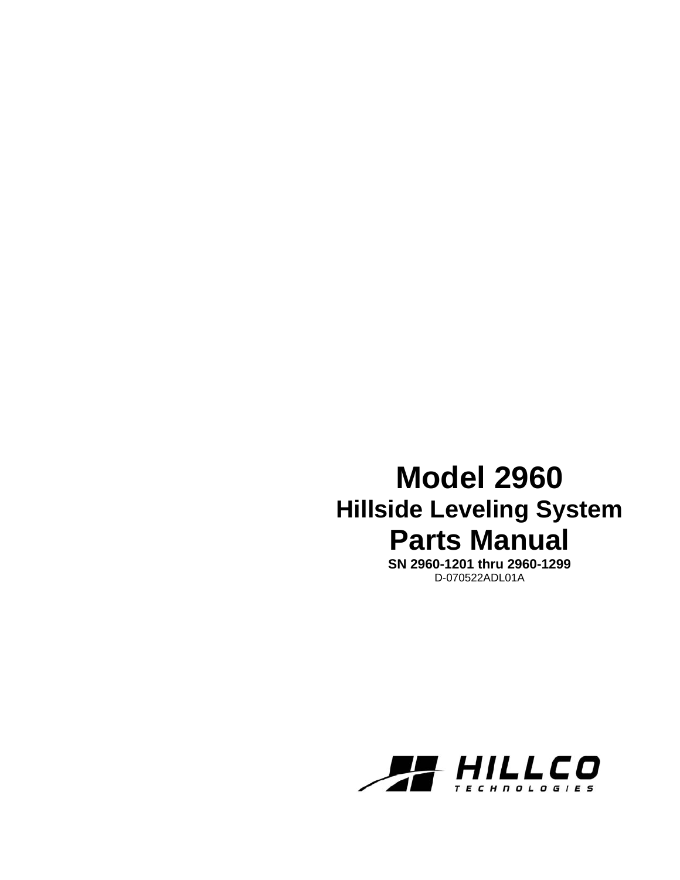# Model 2960

## Hillside Leveling System

# Parts Manual

**SN 2960-1201 thru 2960-1299**

D-070522ADL01A

HILLCO TECHNOLOGIES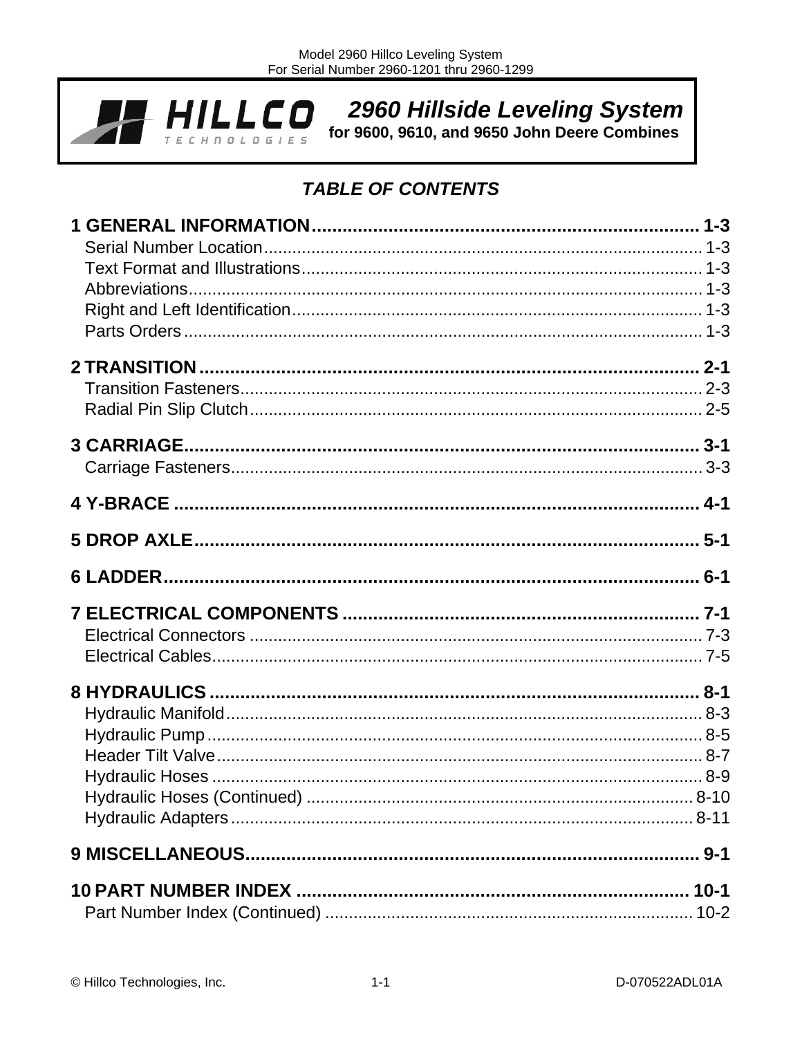# 2960 Hillside Leveling System

**for 9600, 9610, and 9650 John Deere Combines**

## *TABLE OF CONTENTS*

**1 GENERAL INFORMATION ........ 1-3**
- Serial Number Location ........ 1-3
- Text Format and Illustrations ........ 1-3
- Abbreviations ........ 1-3
- Right and Left Identification ........ 1-3
- Parts Orders ........ 1-3

**2 TRANSITION ........ 2-1**
- Transition Fasteners ........ 2-3
- Radial Pin Slip Clutch ........ 2-5

**3 CARRIAGE ........ 3-1**
- Carriage Fasteners ........ 3-3

**4 Y-BRACE ........ 4-1**

**5 DROP AXLE ........ 5-1**

**6 LADDER ........ 6-1**

**7 ELECTRICAL COMPONENTS ........ 7-1**
- Electrical Connectors ........ 7-3
- Electrical Cables ........ 7-5

**8 HYDRAULICS ........ 8-1**
- Hydraulic Manifold ........ 8-3
- Hydraulic Pump ........ 8-5
- Header Tilt Valve ........ 8-7
- Hydraulic Hoses ........ 8-9
- Hydraulic Hoses (Continued) ........ 8-10
- Hydraulic Adapters ........ 8-11

**9 MISCELLANEOUS ........ 9-1**

**10 PART NUMBER INDEX ........ 10-1**
- Part Number Index (Continued) ........ 10-2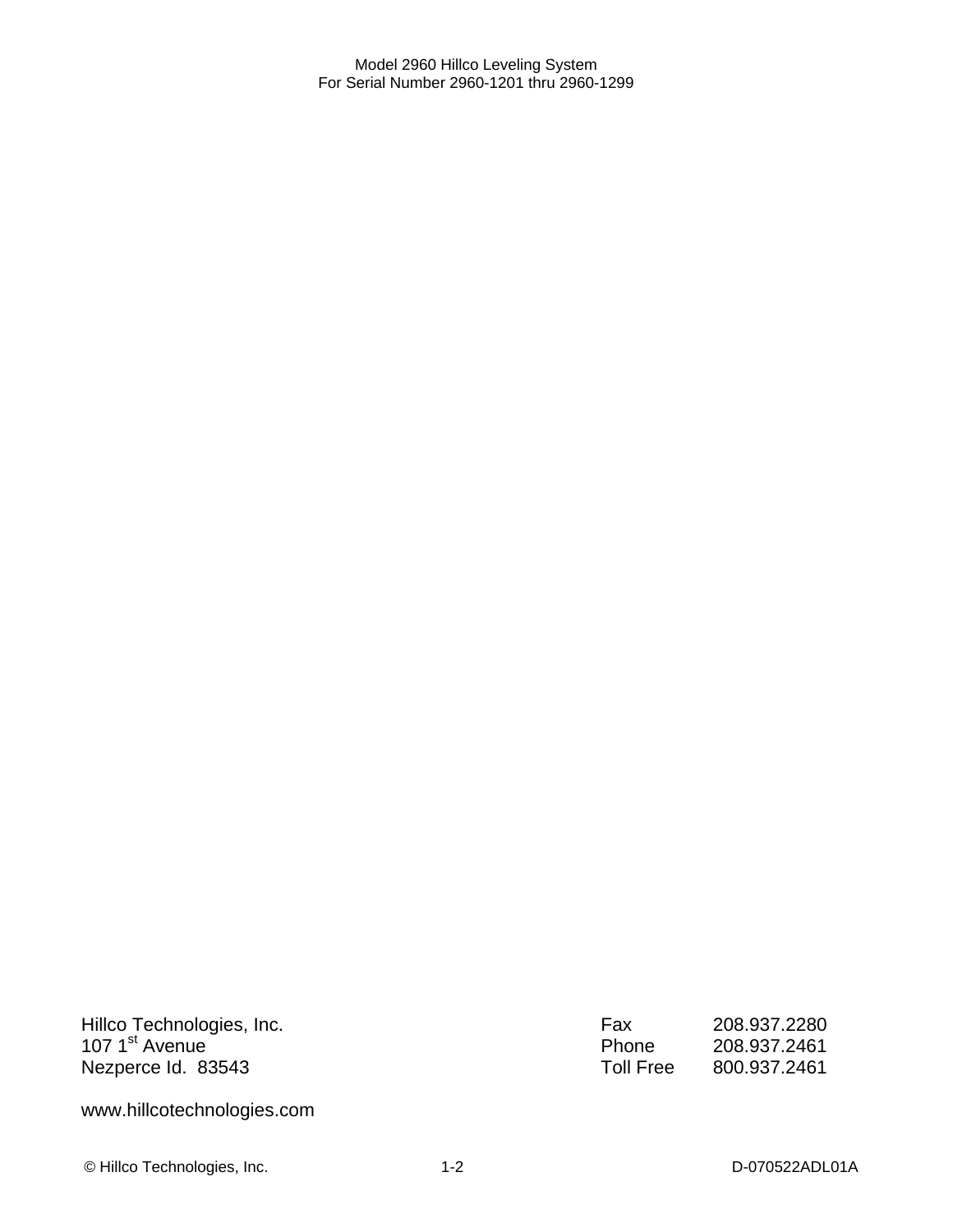Hillco Technologies, Inc.
107 1st Avenue
Nezperce Id. 83543

| | |
|---|---|
| Fax | 208.937.2280 |
| Phone | 208.937.2461 |
| Toll Free | 800.937.2461 |

www.hillcotechnologies.com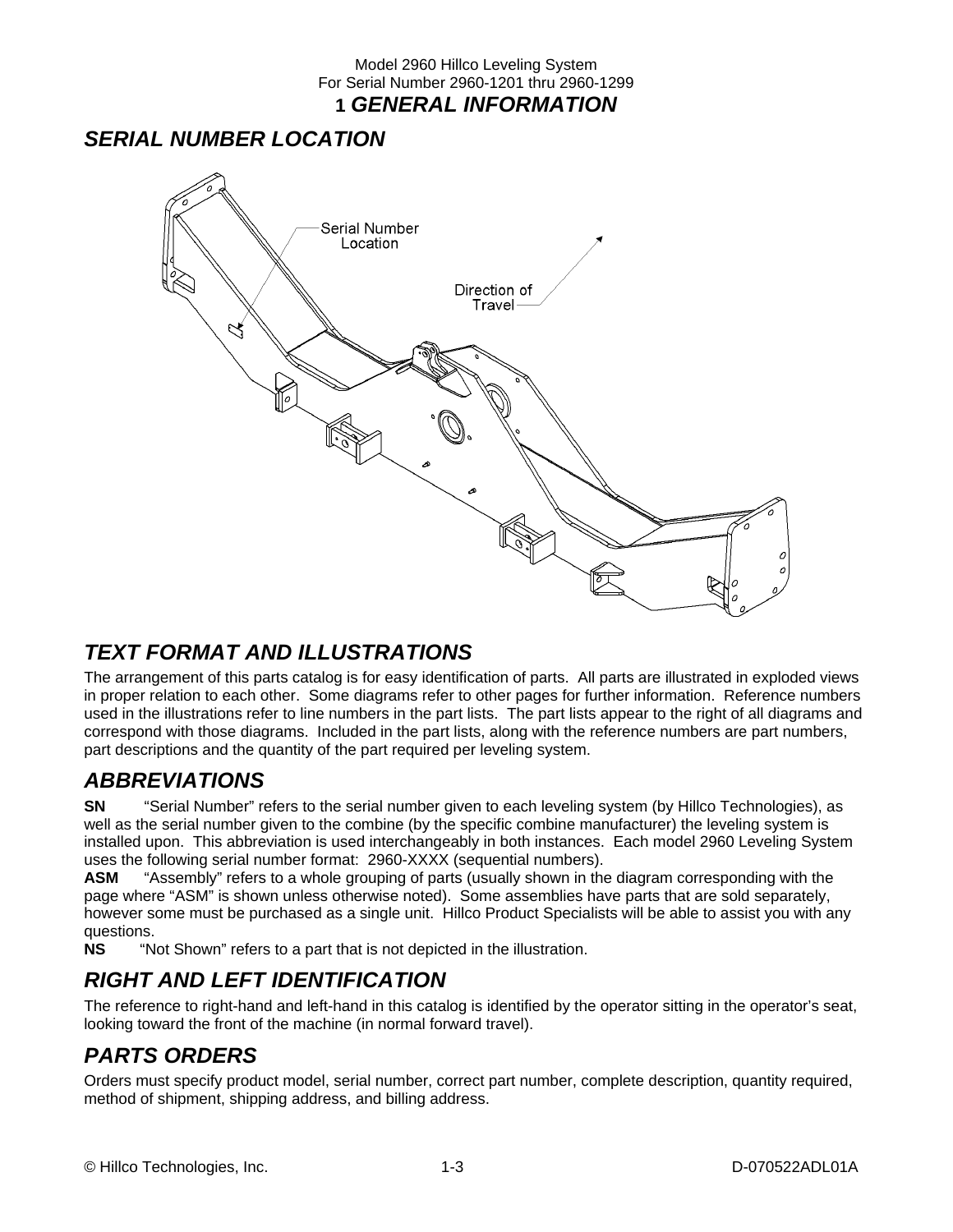## 1 GENERAL INFORMATION

## SERIAL NUMBER LOCATION

Serial Number Location

Direction of Travel

## TEXT FORMAT AND ILLUSTRATIONS

The arrangement of this parts catalog is for easy identification of parts. All parts are illustrated in exploded views in proper relation to each other. Some diagrams refer to other pages for further information. Reference numbers used in the illustrations refer to line numbers in the part lists. The part lists appear to the right of all diagrams and correspond with those diagrams. Included in the part lists, along with the reference numbers are part numbers, part descriptions and the quantity of the part required per leveling system.

## ABBREVIATIONS

**SN** "Serial Number" refers to the serial number given to each leveling system (by Hillco Technologies), as well as the serial number given to the combine (by the specific combine manufacturer) the leveling system is installed upon. This abbreviation is used interchangeably in both instances. Each model 2960 Leveling System uses the following serial number format: 2960-XXXX (sequential numbers).

**ASM** "Assembly" refers to a whole grouping of parts (usually shown in the diagram corresponding with the page where "ASM" is shown unless otherwise noted). Some assemblies have parts that are sold separately, however some must be purchased as a single unit. Hillco Product Specialists will be able to assist you with any questions.

**NS** "Not Shown" refers to a part that is not depicted in the illustration.

## RIGHT AND LEFT IDENTIFICATION

The reference to right-hand and left-hand in this catalog is identified by the operator sitting in the operator's seat, looking toward the front of the machine (in normal forward travel).

## PARTS ORDERS

Orders must specify product model, serial number, correct part number, complete description, quantity required, method of shipment, shipping address, and billing address.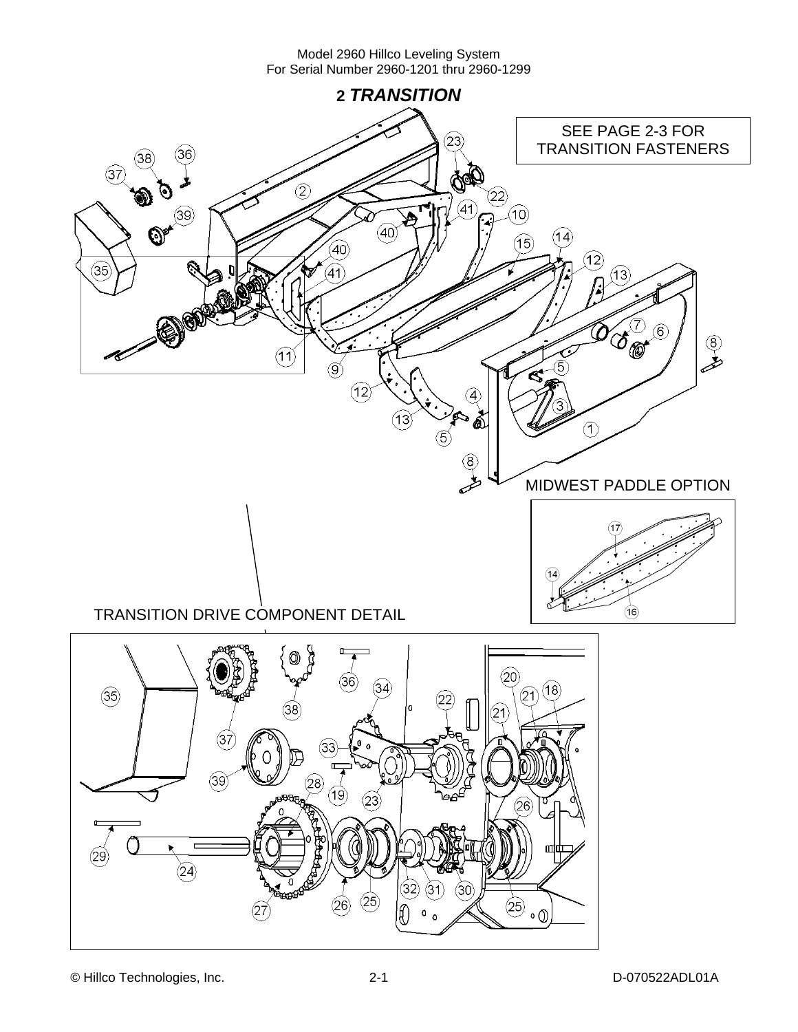## 2 *TRANSITION*

SEE PAGE 2-3 FOR TRANSITION FASTENERS

MIDWEST PADDLE OPTION

TRANSITION DRIVE COMPONENT DETAIL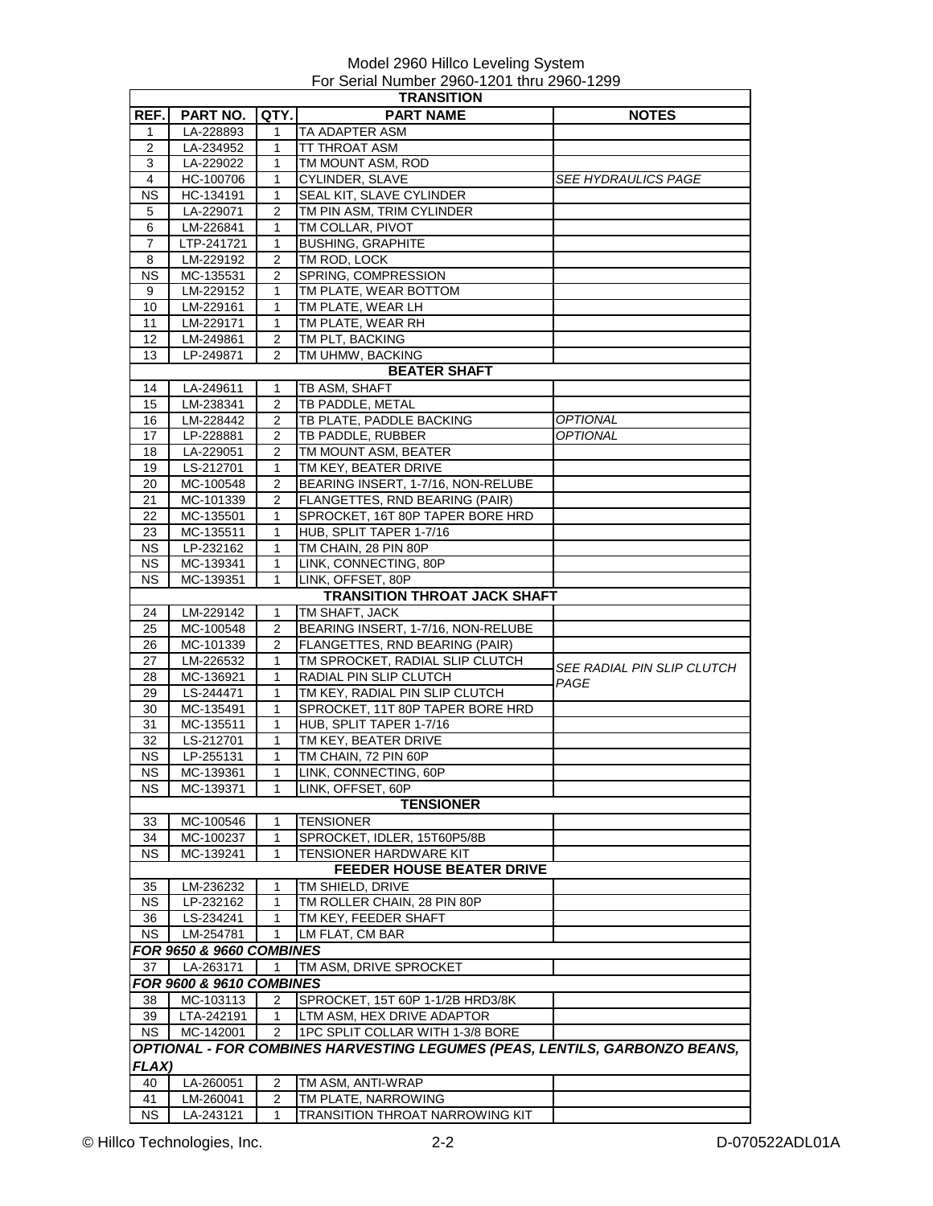Model 2960 Hillco Leveling System
For Serial Number 2960-1201 thru 2960-1299

| REF. | PART NO. | QTY. | PART NAME | NOTES |
|---|---|---|---|---|
| | | | **TRANSITION** | |
| 1 | LA-228893 | 1 | TA ADAPTER ASM | |
| 2 | LA-234952 | 1 | TT THROAT ASM | |
| 3 | LA-229022 | 1 | TM MOUNT ASM, ROD | |
| 4 | HC-100706 | 1 | CYLINDER, SLAVE | *SEE HYDRAULICS PAGE* |
| NS | HC-134191 | 1 | SEAL KIT, SLAVE CYLINDER | |
| 5 | LA-229071 | 2 | TM PIN ASM, TRIM CYLINDER | |
| 6 | LM-226841 | 1 | TM COLLAR, PIVOT | |
| 7 | LTP-241721 | 1 | BUSHING, GRAPHITE | |
| 8 | LM-229192 | 2 | TM ROD, LOCK | |
| NS | MC-135531 | 2 | SPRING, COMPRESSION | |
| 9 | LM-229152 | 1 | TM PLATE, WEAR BOTTOM | |
| 10 | LM-229161 | 1 | TM PLATE, WEAR LH | |
| 11 | LM-229171 | 1 | TM PLATE, WEAR RH | |
| 12 | LM-249861 | 2 | TM PLT, BACKING | |
| 13 | LP-249871 | 2 | TM UHMW, BACKING | |
| | | | **BEATER SHAFT** | |
| 14 | LA-249611 | 1 | TB ASM, SHAFT | |
| 15 | LM-238341 | 2 | TB PADDLE, METAL | |
| 16 | LM-228442 | 2 | TB PLATE, PADDLE BACKING | *OPTIONAL* |
| 17 | LP-228881 | 2 | TB PADDLE, RUBBER | *OPTIONAL* |
| 18 | LA-229051 | 2 | TM MOUNT ASM, BEATER | |
| 19 | LS-212701 | 1 | TM KEY, BEATER DRIVE | |
| 20 | MC-100548 | 2 | BEARING INSERT, 1-7/16, NON-RELUBE | |
| 21 | MC-101339 | 2 | FLANGETTES, RND BEARING (PAIR) | |
| 22 | MC-135501 | 1 | SPROCKET, 16T 80P TAPER BORE HRD | |
| 23 | MC-135511 | 1 | HUB, SPLIT TAPER 1-7/16 | |
| NS | LP-232162 | 1 | TM CHAIN, 28 PIN 80P | |
| NS | MC-139341 | 1 | LINK, CONNECTING, 80P | |
| NS | MC-139351 | 1 | LINK, OFFSET, 80P | |
| | | | **TRANSITION THROAT JACK SHAFT** | |
| 24 | LM-229142 | 1 | TM SHAFT, JACK | |
| 25 | MC-100548 | 2 | BEARING INSERT, 1-7/16, NON-RELUBE | |
| 26 | MC-101339 | 2 | FLANGETTES, RND BEARING (PAIR) | |
| 27 | LM-226532 | 1 | TM SPROCKET, RADIAL SLIP CLUTCH | *SEE RADIAL PIN SLIP CLUTCH PAGE* |
| 28 | MC-136921 | 1 | RADIAL PIN SLIP CLUTCH | |
| 29 | LS-244471 | 1 | TM KEY, RADIAL PIN SLIP CLUTCH | |
| 30 | MC-135491 | 1 | SPROCKET, 11T 80P TAPER BORE HRD | |
| 31 | MC-135511 | 1 | HUB, SPLIT TAPER 1-7/16 | |
| 32 | LS-212701 | 1 | TM KEY, BEATER DRIVE | |
| NS | LP-255131 | 1 | TM CHAIN, 72 PIN 60P | |
| NS | MC-139361 | 1 | LINK, CONNECTING, 60P | |
| NS | MC-139371 | 1 | LINK, OFFSET, 60P | |
| | | | **TENSIONER** | |
| 33 | MC-100546 | 1 | TENSIONER | |
| 34 | MC-100237 | 1 | SPROCKET, IDLER, 15T60P5/8B | |
| NS | MC-139241 | 1 | TENSIONER HARDWARE KIT | |
| | | | **FEEDER HOUSE BEATER DRIVE** | |
| 35 | LM-236232 | 1 | TM SHIELD, DRIVE | |
| NS | LP-232162 | 1 | TM ROLLER CHAIN, 28 PIN 80P | |
| 36 | LS-234241 | 1 | TM KEY, FEEDER SHAFT | |
| NS | LM-254781 | 1 | LM FLAT, CM BAR | |
| ***FOR 9650 & 9660 COMBINES*** | | | | |
| 37 | LA-263171 | 1 | TM ASM, DRIVE SPROCKET | |
| ***FOR 9600 & 9610 COMBINES*** | | | | |
| 38 | MC-103113 | 2 | SPROCKET, 15T 60P 1-1/2B HRD3/8K | |
| 39 | LTA-242191 | 1 | LTM ASM, HEX DRIVE ADAPTOR | |
| NS | MC-142001 | 2 | 1PC SPLIT COLLAR WITH 1-3/8 BORE | |
| ***OPTIONAL - FOR COMBINES HARVESTING LEGUMES (PEAS, LENTILS, GARBONZO BEANS, FLAX)*** | | | | |
| 40 | LA-260051 | 2 | TM ASM, ANTI-WRAP | |
| 41 | LM-260041 | 2 | TM PLATE, NARROWING | |
| NS | LA-243121 | 1 | TRANSITION THROAT NARROWING KIT | |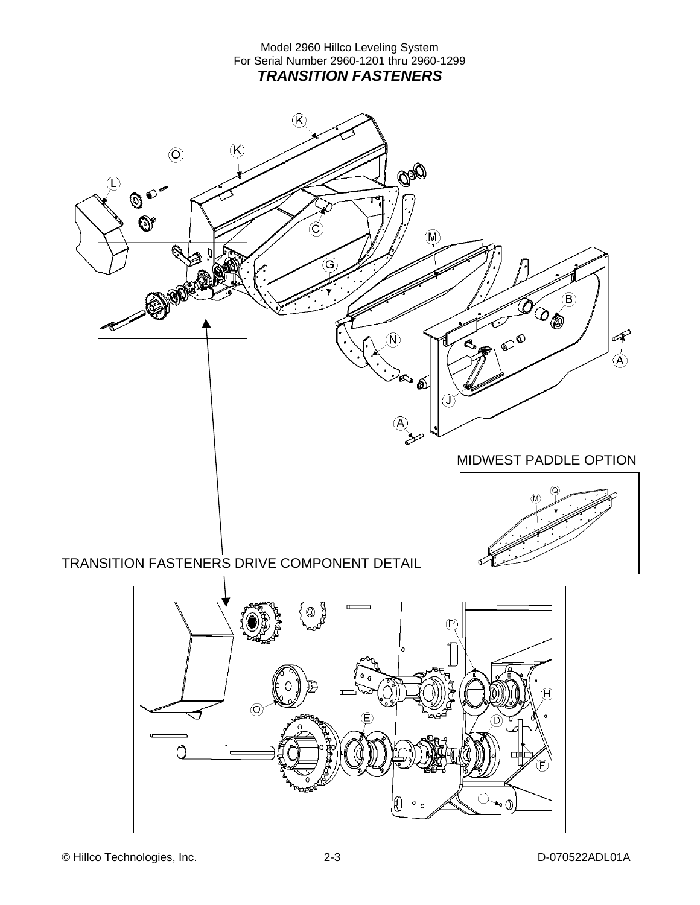Model 2960 Hillco Leveling System
For Serial Number 2960-1201 thru 2960-1299

## *TRANSITION FASTENERS*

K

K

O

L

C

M

G

B

N

A

J

A

MIDWEST PADDLE OPTION

M Q

TRANSITION FASTENERS DRIVE COMPONENT DETAIL

P

H

O

E

D

F

I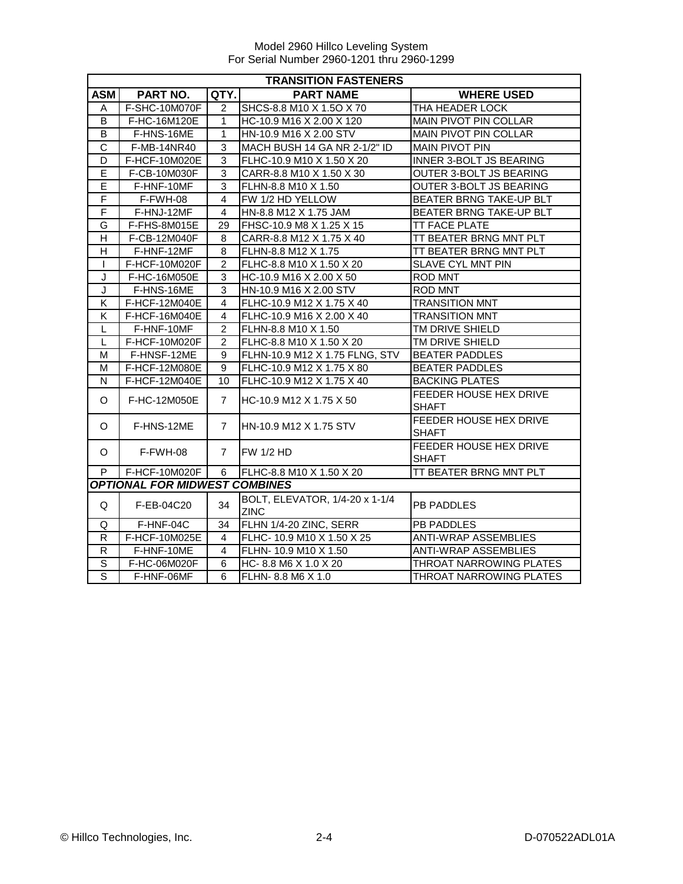| TRANSITION FASTENERS | | | | |
|---|---|---|---|---|
| **ASM** | **PART NO.** | **QTY.** | **PART NAME** | **WHERE USED** |
| A | F-SHC-10M070F | 2 | SHCS-8.8 M10 X 1.5O X 70 | THA HEADER LOCK |
| B | F-HC-16M120E | 1 | HC-10.9 M16 X 2.00 X 120 | MAIN PIVOT PIN COLLAR |
| B | F-HNS-16ME | 1 | HN-10.9 M16 X 2.00 STV | MAIN PIVOT PIN COLLAR |
| C | F-MB-14NR40 | 3 | MACH BUSH 14 GA NR 2-1/2" ID | MAIN PIVOT PIN |
| D | F-HCF-10M020E | 3 | FLHC-10.9 M10 X 1.50 X 20 | INNER 3-BOLT JS BEARING |
| E | F-CB-10M030F | 3 | CARR-8.8 M10 X 1.50 X 30 | OUTER 3-BOLT JS BEARING |
| E | F-HNF-10MF | 3 | FLHN-8.8 M10 X 1.50 | OUTER 3-BOLT JS BEARING |
| F | F-FWH-08 | 4 | FW 1/2 HD YELLOW | BEATER BRNG TAKE-UP BLT |
| F | F-HNJ-12MF | 4 | HN-8.8 M12 X 1.75 JAM | BEATER BRNG TAKE-UP BLT |
| G | F-FHS-8M015E | 29 | FHSC-10.9 M8 X 1.25 X 15 | TT FACE PLATE |
| H | F-CB-12M040F | 8 | CARR-8.8 M12 X 1.75 X 40 | TT BEATER BRNG MNT PLT |
| H | F-HNF-12MF | 8 | FLHN-8.8 M12 X 1.75 | TT BEATER BRNG MNT PLT |
| I | F-HCF-10M020F | 2 | FLHC-8.8 M10 X 1.50 X 20 | SLAVE CYL MNT PIN |
| J | F-HC-16M050E | 3 | HC-10.9 M16 X 2.00 X 50 | ROD MNT |
| J | F-HNS-16ME | 3 | HN-10.9 M16 X 2.00 STV | ROD MNT |
| K | F-HCF-12M040E | 4 | FLHC-10.9 M12 X 1.75 X 40 | TRANSITION MNT |
| K | F-HCF-16M040E | 4 | FLHC-10.9 M16 X 2.00 X 40 | TRANSITION MNT |
| L | F-HNF-10MF | 2 | FLHN-8.8 M10 X 1.50 | TM DRIVE SHIELD |
| L | F-HCF-10M020F | 2 | FLHC-8.8 M10 X 1.50 X 20 | TM DRIVE SHIELD |
| M | F-HNSF-12ME | 9 | FLHN-10.9 M12 X 1.75 FLNG, STV | BEATER PADDLES |
| M | F-HCF-12M080E | 9 | FLHC-10.9 M12 X 1.75 X 80 | BEATER PADDLES |
| N | F-HCF-12M040E | 10 | FLHC-10.9 M12 X 1.75 X 40 | BACKING PLATES |
| O | F-HC-12M050E | 7 | HC-10.9 M12 X 1.75 X 50 | FEEDER HOUSE HEX DRIVE SHAFT |
| O | F-HNS-12ME | 7 | HN-10.9 M12 X 1.75 STV | FEEDER HOUSE HEX DRIVE SHAFT |
| O | F-FWH-08 | 7 | FW 1/2 HD | FEEDER HOUSE HEX DRIVE SHAFT |
| P | F-HCF-10M020F | 6 | FLHC-8.8 M10 X 1.50 X 20 | TT BEATER BRNG MNT PLT |
| ***OPTIONAL FOR MIDWEST COMBINES*** | | | | |
| Q | F-EB-04C20 | 34 | BOLT, ELEVATOR, 1/4-20 x 1-1/4 ZINC | PB PADDLES |
| Q | F-HNF-04C | 34 | FLHN 1/4-20 ZINC, SERR | PB PADDLES |
| R | F-HCF-10M025E | 4 | FLHC- 10.9 M10 X 1.50 X 25 | ANTI-WRAP ASSEMBLIES |
| R | F-HNF-10ME | 4 | FLHN- 10.9 M10 X 1.50 | ANTI-WRAP ASSEMBLIES |
| S | F-HC-06M020F | 6 | HC- 8.8 M6 X 1.0 X 20 | THROAT NARROWING PLATES |
| S | F-HNF-06MF | 6 | FLHN- 8.8 M6 X 1.0 | THROAT NARROWING PLATES |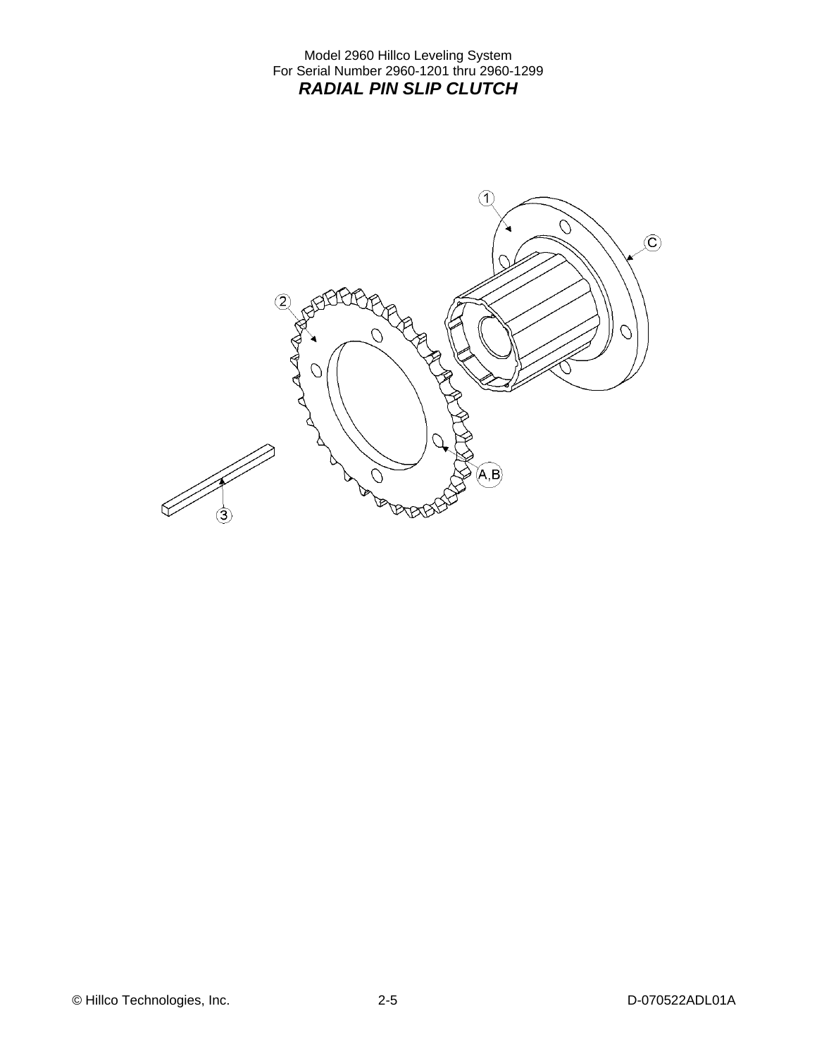Model 2960 Hillco Leveling System
For Serial Number 2960-1201 thru 2960-1299

## *RADIAL PIN SLIP CLUTCH*

1

C

2

A,B

3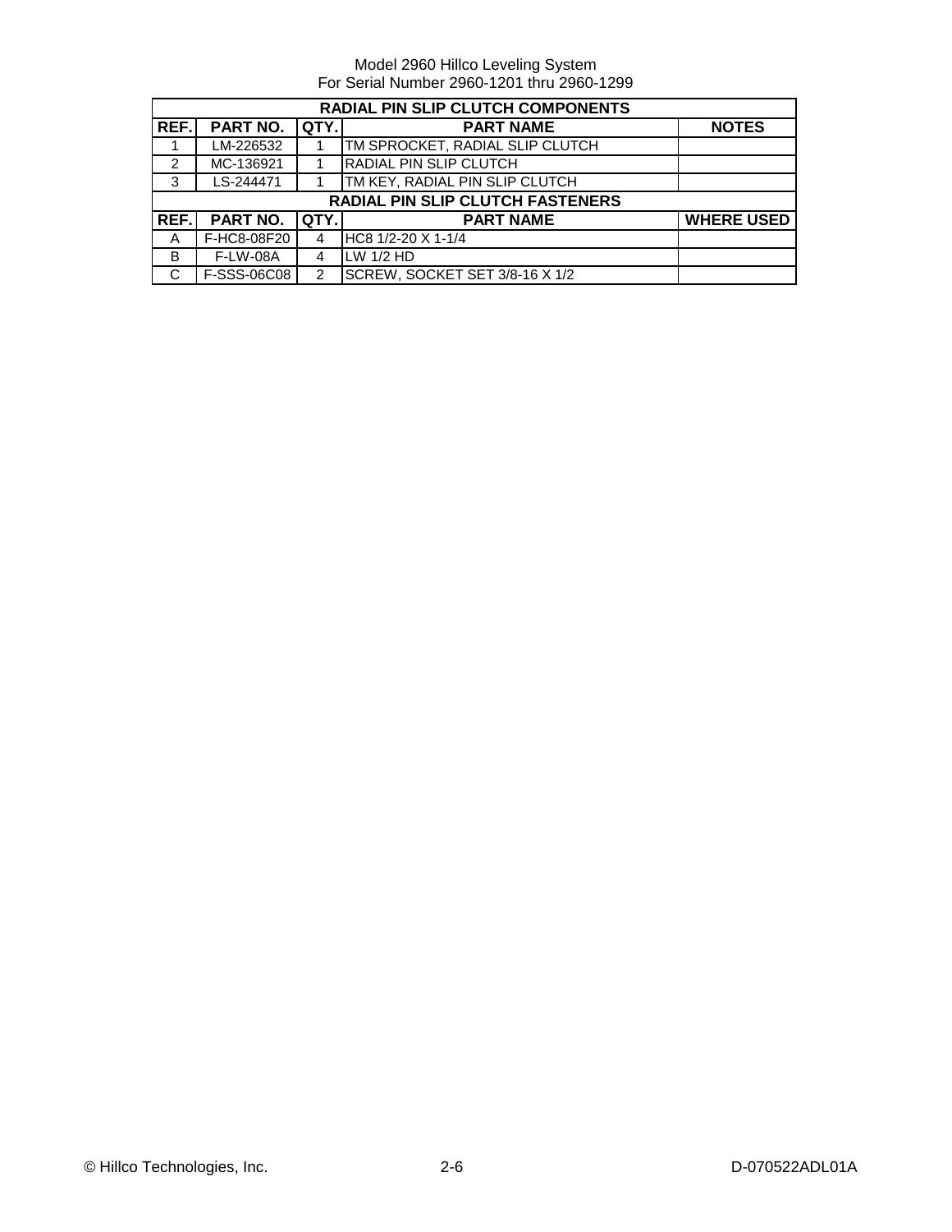Model 2960 Hillco Leveling System
For Serial Number 2960-1201 thru 2960-1299

| RADIAL PIN SLIP CLUTCH COMPONENTS | | | | |
|---|---|---|---|---|
| **REF.** | **PART NO.** | **QTY.** | **PART NAME** | **NOTES** |
| 1 | LM-226532 | 1 | TM SPROCKET, RADIAL SLIP CLUTCH | |
| 2 | MC-136921 | 1 | RADIAL PIN SLIP CLUTCH | |
| 3 | LS-244471 | 1 | TM KEY, RADIAL PIN SLIP CLUTCH | |
| **RADIAL PIN SLIP CLUTCH FASTENERS** | | | | |
| **REF.** | **PART NO.** | **QTY.** | **PART NAME** | **WHERE USED** |
| A | F-HC8-08F20 | 4 | HC8 1/2-20 X 1-1/4 | |
| B | F-LW-08A | 4 | LW 1/2 HD | |
| C | F-SSS-06C08 | 2 | SCREW, SOCKET SET 3/8-16 X 1/2 | |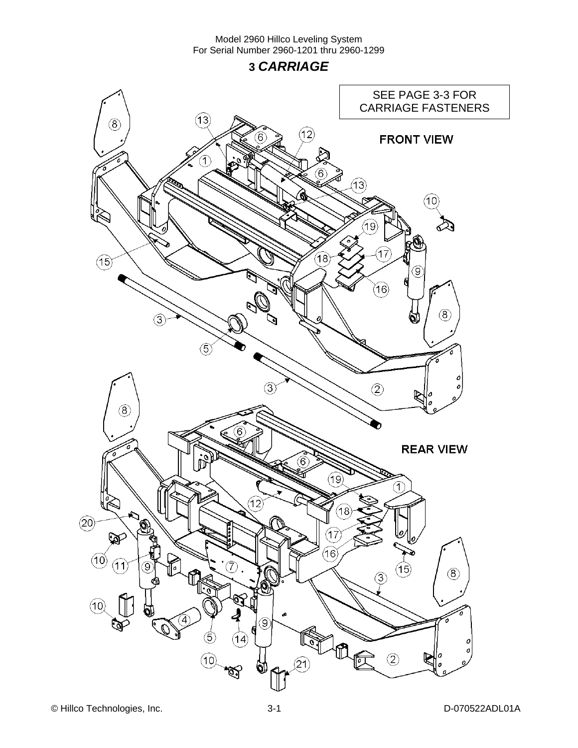## 3 *CARRIAGE*

SEE PAGE 3-3 FOR CARRIAGE FASTENERS

FRONT VIEW

REAR VIEW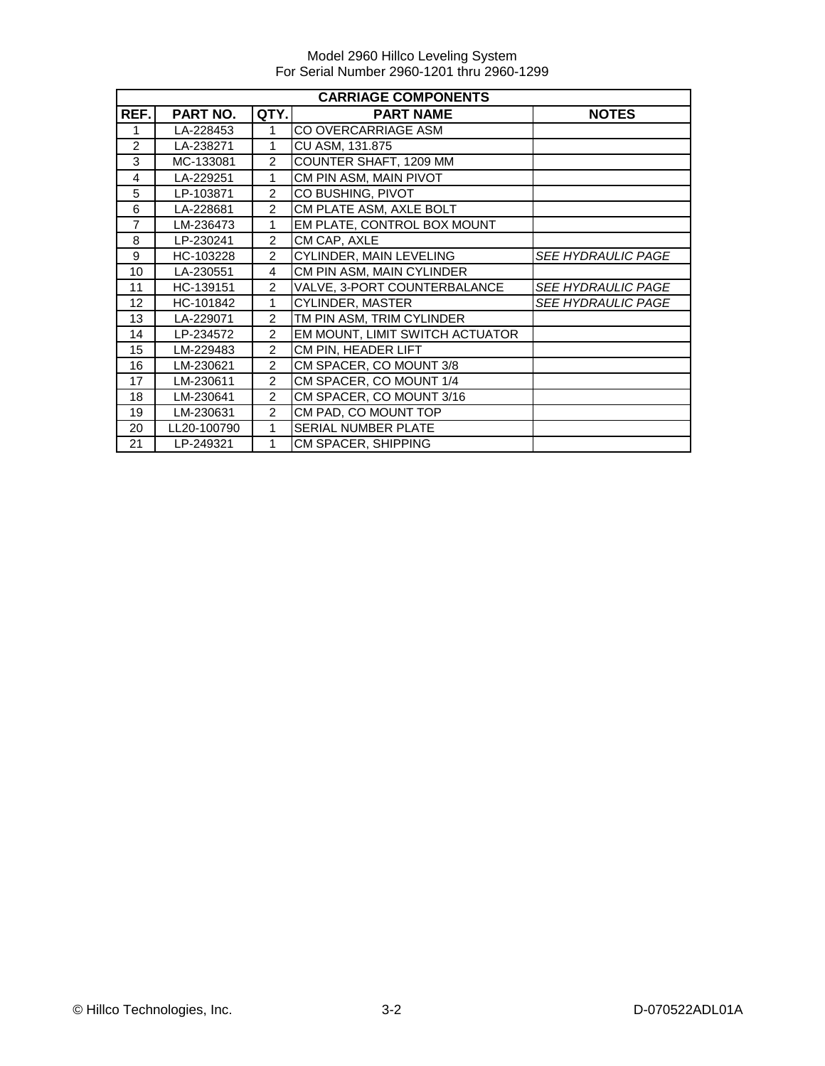Model 2960 Hillco Leveling System
For Serial Number 2960-1201 thru 2960-1299

| CARRIAGE COMPONENTS | | | | |
|---|---|---|---|---|
| **REF.** | **PART NO.** | **QTY.** | **PART NAME** | **NOTES** |
| 1 | LA-228453 | 1 | CO OVERCARRIAGE ASM | |
| 2 | LA-238271 | 1 | CU ASM, 131.875 | |
| 3 | MC-133081 | 2 | COUNTER SHAFT, 1209 MM | |
| 4 | LA-229251 | 1 | CM PIN ASM, MAIN PIVOT | |
| 5 | LP-103871 | 2 | CO BUSHING, PIVOT | |
| 6 | LA-228681 | 2 | CM PLATE ASM, AXLE BOLT | |
| 7 | LM-236473 | 1 | EM PLATE, CONTROL BOX MOUNT | |
| 8 | LP-230241 | 2 | CM CAP, AXLE | |
| 9 | HC-103228 | 2 | CYLINDER, MAIN LEVELING | *SEE HYDRAULIC PAGE* |
| 10 | LA-230551 | 4 | CM PIN ASM, MAIN CYLINDER | |
| 11 | HC-139151 | 2 | VALVE, 3-PORT COUNTERBALANCE | *SEE HYDRAULIC PAGE* |
| 12 | HC-101842 | 1 | CYLINDER, MASTER | *SEE HYDRAULIC PAGE* |
| 13 | LA-229071 | 2 | TM PIN ASM, TRIM CYLINDER | |
| 14 | LP-234572 | 2 | EM MOUNT, LIMIT SWITCH ACTUATOR | |
| 15 | LM-229483 | 2 | CM PIN, HEADER LIFT | |
| 16 | LM-230621 | 2 | CM SPACER, CO MOUNT 3/8 | |
| 17 | LM-230611 | 2 | CM SPACER, CO MOUNT 1/4 | |
| 18 | LM-230641 | 2 | CM SPACER, CO MOUNT 3/16 | |
| 19 | LM-230631 | 2 | CM PAD, CO MOUNT TOP | |
| 20 | LL20-100790 | 1 | SERIAL NUMBER PLATE | |
| 21 | LP-249321 | 1 | CM SPACER, SHIPPING | |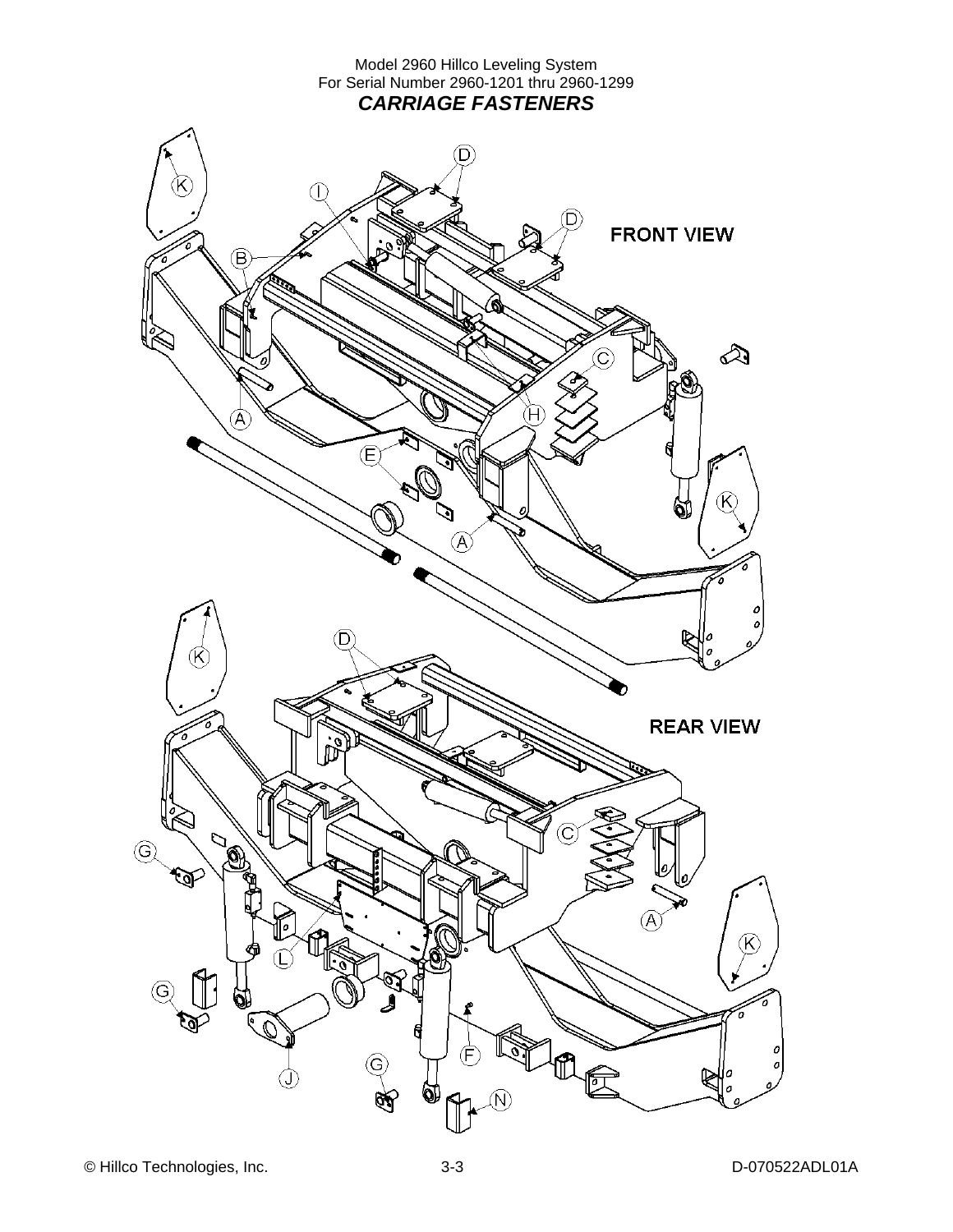Model 2960 Hillco Leveling System
For Serial Number 2960-1201 thru 2960-1299

## *CARRIAGE FASTENERS*

FRONT VIEW

REAR VIEW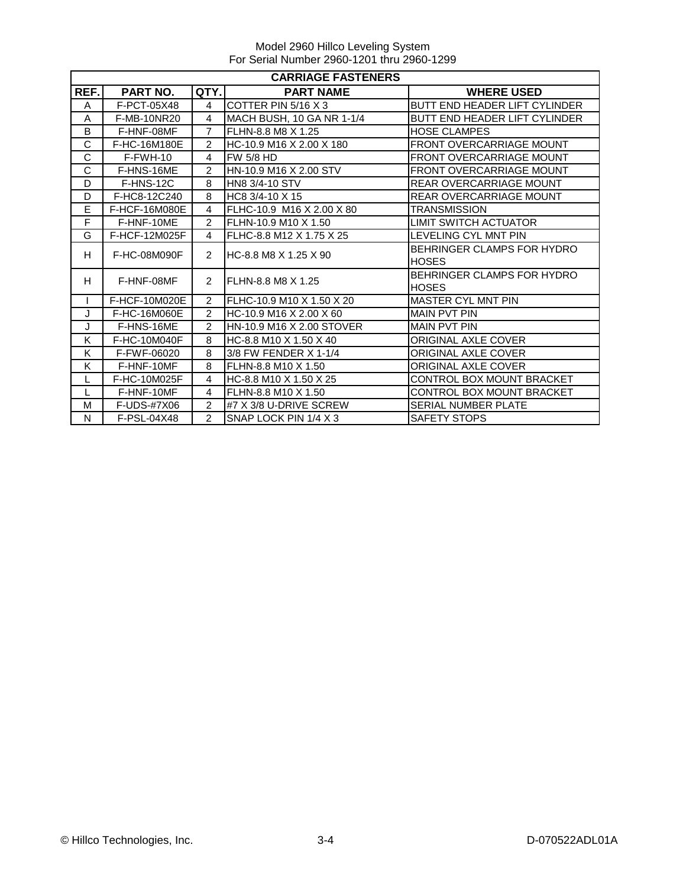Model 2960 Hillco Leveling System
For Serial Number 2960-1201 thru 2960-1299

| CARRIAGE FASTENERS | | | | |
|---|---|---|---|---|
| **REF.** | **PART NO.** | **QTY.** | **PART NAME** | **WHERE USED** |
| A | F-PCT-05X48 | 4 | COTTER PIN 5/16 X 3 | BUTT END HEADER LIFT CYLINDER |
| A | F-MB-10NR20 | 4 | MACH BUSH, 10 GA NR 1-1/4 | BUTT END HEADER LIFT CYLINDER |
| B | F-HNF-08MF | 7 | FLHN-8.8 M8 X 1.25 | HOSE CLAMPES |
| C | F-HC-16M180E | 2 | HC-10.9 M16 X 2.00 X 180 | FRONT OVERCARRIAGE MOUNT |
| C | F-FWH-10 | 4 | FW 5/8 HD | FRONT OVERCARRIAGE MOUNT |
| C | F-HNS-16ME | 2 | HN-10.9 M16 X 2.00 STV | FRONT OVERCARRIAGE MOUNT |
| D | F-HNS-12C | 8 | HN8 3/4-10 STV | REAR OVERCARRIAGE MOUNT |
| D | F-HC8-12C240 | 8 | HC8 3/4-10 X 15 | REAR OVERCARRIAGE MOUNT |
| E | F-HCF-16M080E | 4 | FLHC-10.9 M16 X 2.00 X 80 | TRANSMISSION |
| F | F-HNF-10ME | 2 | FLHN-10.9 M10 X 1.50 | LIMIT SWITCH ACTUATOR |
| G | F-HCF-12M025F | 4 | FLHC-8.8 M12 X 1.75 X 25 | LEVELING CYL MNT PIN |
| H | F-HC-08M090F | 2 | HC-8.8 M8 X 1.25 X 90 | BEHRINGER CLAMPS FOR HYDRO HOSES |
| H | F-HNF-08MF | 2 | FLHN-8.8 M8 X 1.25 | BEHRINGER CLAMPS FOR HYDRO HOSES |
| I | F-HCF-10M020E | 2 | FLHC-10.9 M10 X 1.50 X 20 | MASTER CYL MNT PIN |
| J | F-HC-16M060E | 2 | HC-10.9 M16 X 2.00 X 60 | MAIN PVT PIN |
| J | F-HNS-16ME | 2 | HN-10.9 M16 X 2.00 STOVER | MAIN PVT PIN |
| K | F-HC-10M040F | 8 | HC-8.8 M10 X 1.50 X 40 | ORIGINAL AXLE COVER |
| K | F-FWF-06020 | 8 | 3/8 FW FENDER X 1-1/4 | ORIGINAL AXLE COVER |
| K | F-HNF-10MF | 8 | FLHN-8.8 M10 X 1.50 | ORIGINAL AXLE COVER |
| L | F-HC-10M025F | 4 | HC-8.8 M10 X 1.50 X 25 | CONTROL BOX MOUNT BRACKET |
| L | F-HNF-10MF | 4 | FLHN-8.8 M10 X 1.50 | CONTROL BOX MOUNT BRACKET |
| M | F-UDS-#7X06 | 2 | #7 X 3/8 U-DRIVE SCREW | SERIAL NUMBER PLATE |
| N | F-PSL-04X48 | 2 | SNAP LOCK PIN 1/4 X 3 | SAFETY STOPS |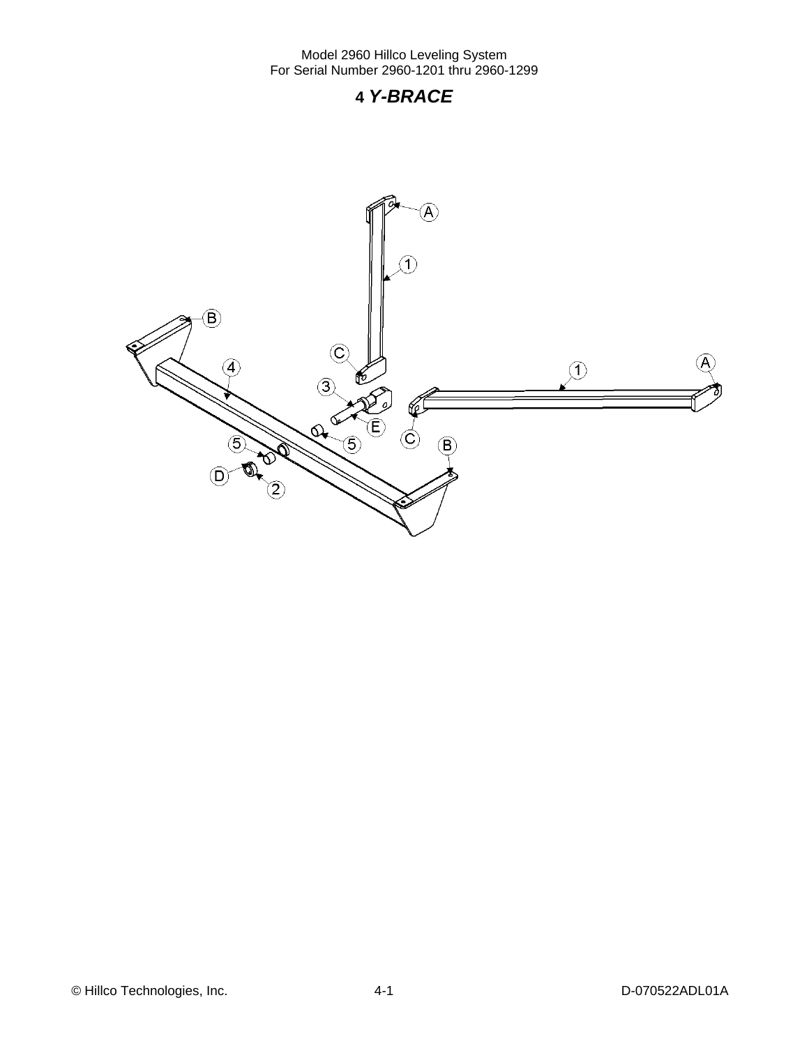# 4 *Y-BRACE*

A

1

B

C

4

A

1

3

E

5

C

B

5

D

2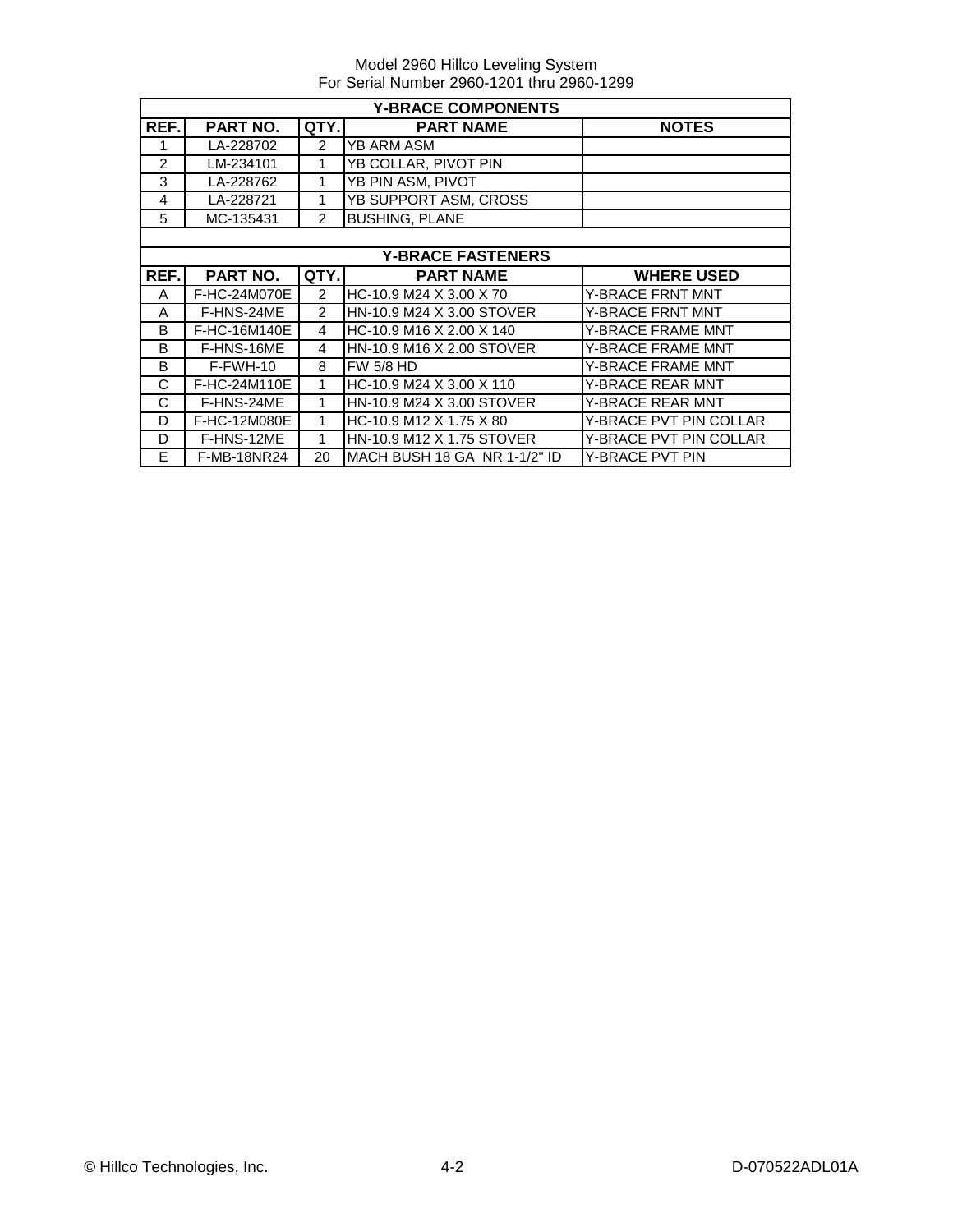Model 2960 Hillco Leveling System
For Serial Number 2960-1201 thru 2960-1299

| Y-BRACE COMPONENTS | | | | |
|---|---|---|---|---|
| REF. | PART NO. | QTY. | PART NAME | NOTES |
| 1 | LA-228702 | 2 | YB ARM ASM | |
| 2 | LM-234101 | 1 | YB COLLAR, PIVOT PIN | |
| 3 | LA-228762 | 1 | YB PIN ASM, PIVOT | |
| 4 | LA-228721 | 1 | YB SUPPORT ASM, CROSS | |
| 5 | MC-135431 | 2 | BUSHING, PLANE | |

| Y-BRACE FASTENERS | | | | |
|---|---|---|---|---|
| REF. | PART NO. | QTY. | PART NAME | WHERE USED |
| A | F-HC-24M070E | 2 | HC-10.9 M24 X 3.00 X 70 | Y-BRACE FRNT MNT |
| A | F-HNS-24ME | 2 | HN-10.9 M24 X 3.00 STOVER | Y-BRACE FRNT MNT |
| B | F-HC-16M140E | 4 | HC-10.9 M16 X 2.00 X 140 | Y-BRACE FRAME MNT |
| B | F-HNS-16ME | 4 | HN-10.9 M16 X 2.00 STOVER | Y-BRACE FRAME MNT |
| B | F-FWH-10 | 8 | FW 5/8 HD | Y-BRACE FRAME MNT |
| C | F-HC-24M110E | 1 | HC-10.9 M24 X 3.00 X 110 | Y-BRACE REAR MNT |
| C | F-HNS-24ME | 1 | HN-10.9 M24 X 3.00 STOVER | Y-BRACE REAR MNT |
| D | F-HC-12M080E | 1 | HC-10.9 M12 X 1.75 X 80 | Y-BRACE PVT PIN COLLAR |
| D | F-HNS-12ME | 1 | HN-10.9 M12 X 1.75 STOVER | Y-BRACE PVT PIN COLLAR |
| E | F-MB-18NR24 | 20 | MACH BUSH 18 GA NR 1-1/2" ID | Y-BRACE PVT PIN |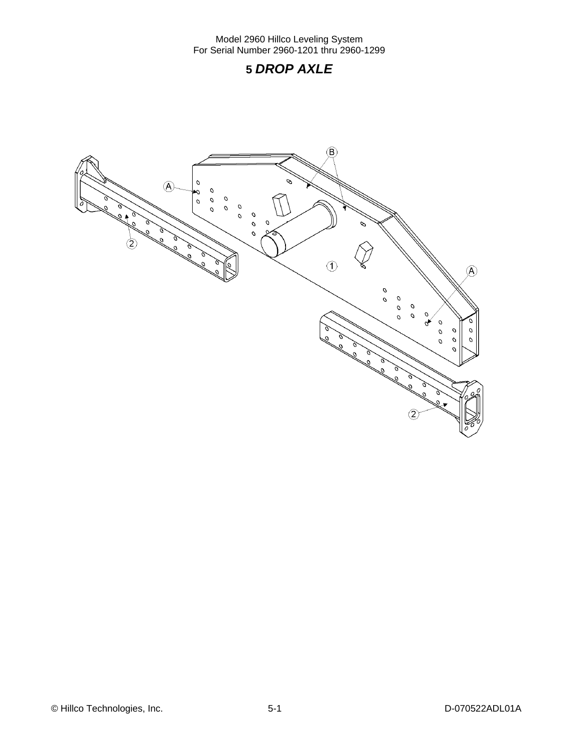# 5 *DROP AXLE*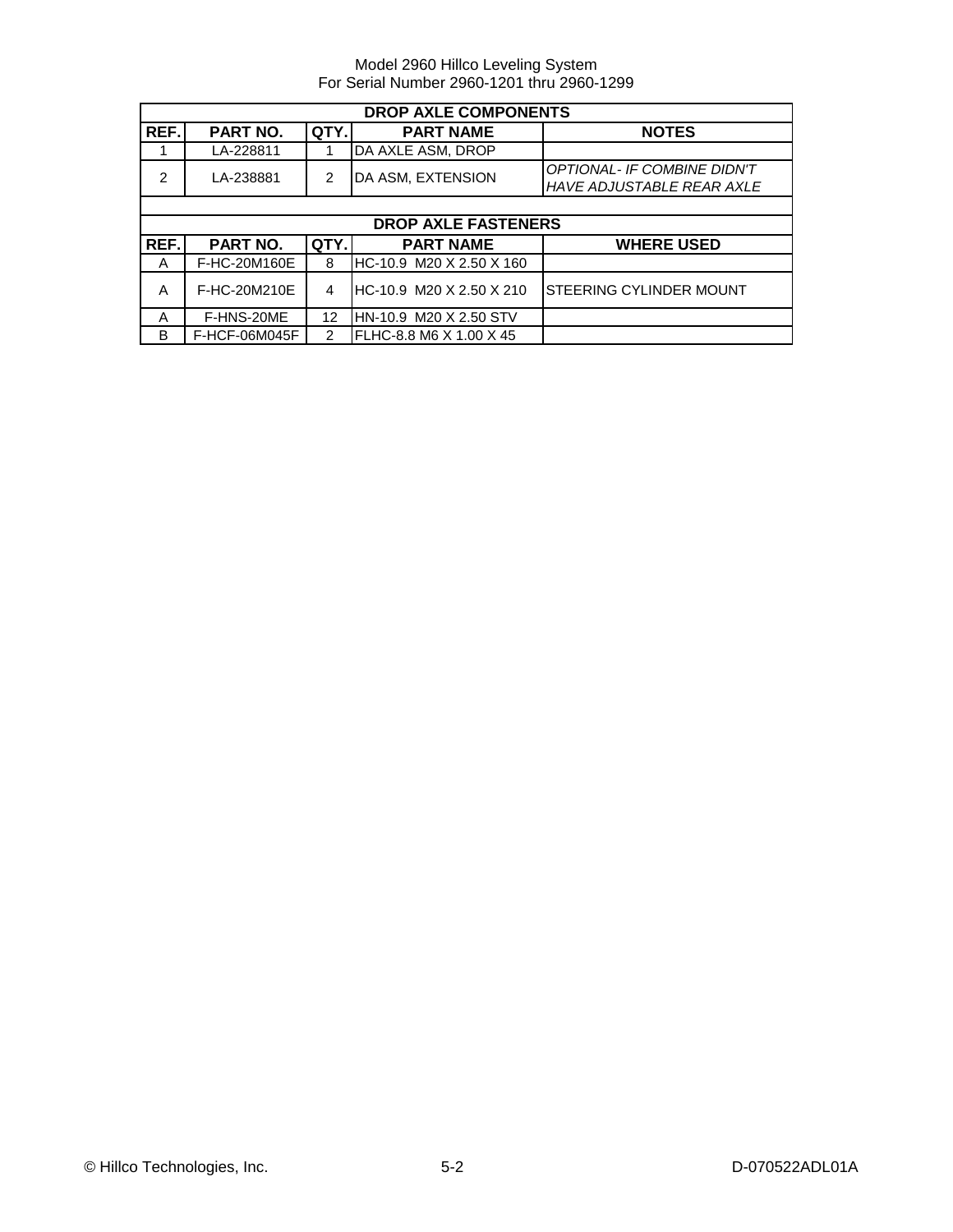| DROP AXLE COMPONENTS | | | | |
|---|---|---|---|---|
| **REF.** | **PART NO.** | **QTY.** | **PART NAME** | **NOTES** |
| 1 | LA-228811 | 1 | DA AXLE ASM, DROP | |
| 2 | LA-238881 | 2 | DA ASM, EXTENSION | *OPTIONAL- IF COMBINE DIDN'T HAVE ADJUSTABLE REAR AXLE* |

| DROP AXLE FASTENERS | | | | |
|---|---|---|---|---|
| **REF.** | **PART NO.** | **QTY.** | **PART NAME** | **WHERE USED** |
| A | F-HC-20M160E | 8 | HC-10.9 M20 X 2.50 X 160 | |
| A | F-HC-20M210E | 4 | HC-10.9 M20 X 2.50 X 210 | STEERING CYLINDER MOUNT |
| A | F-HNS-20ME | 12 | HN-10.9 M20 X 2.50 STV | |
| B | F-HCF-06M045F | 2 | FLHC-8.8 M6 X 1.00 X 45 | |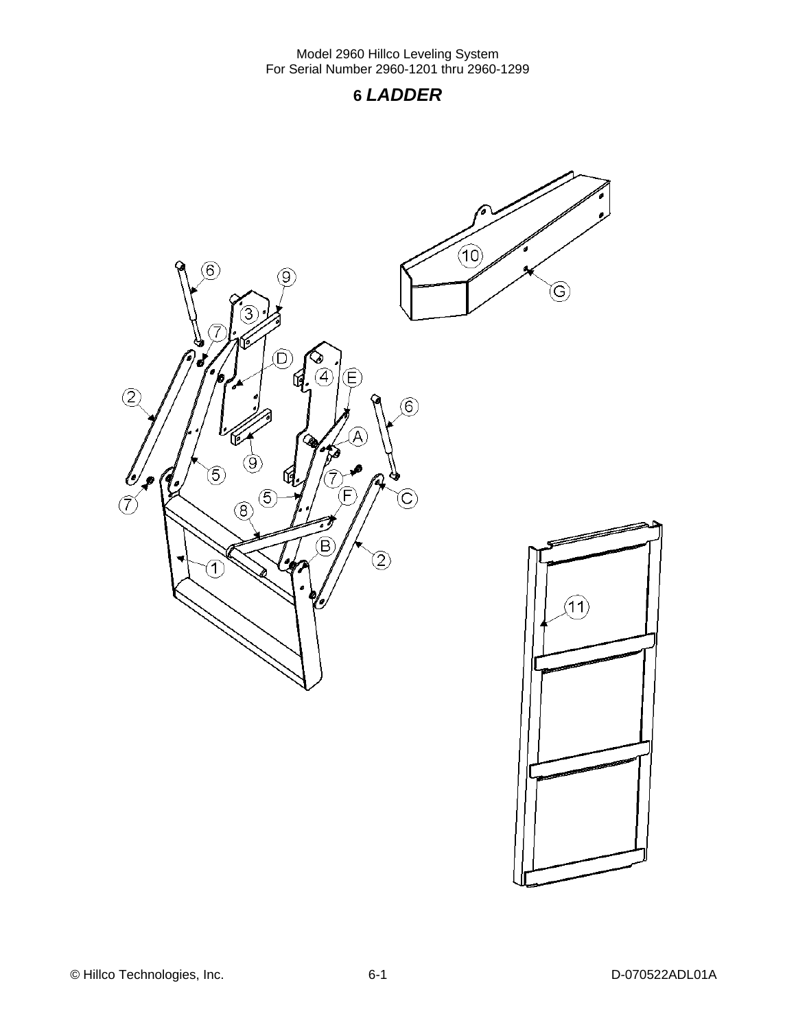# 6 *LADDER*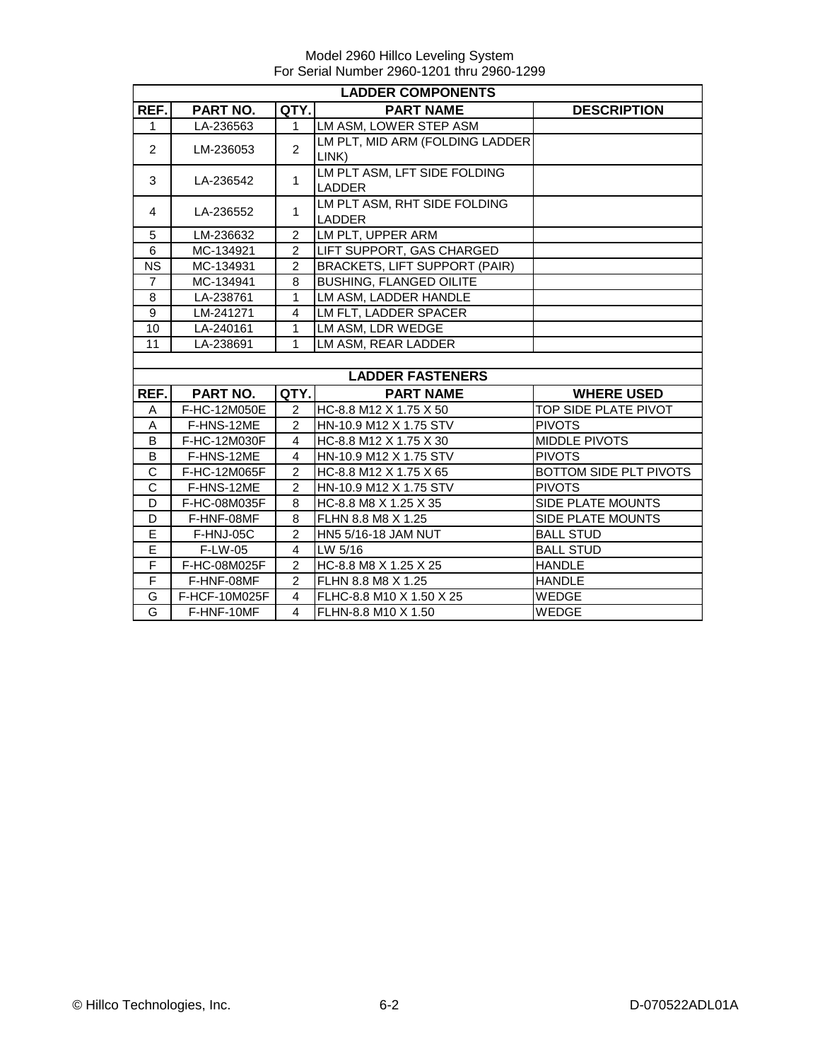Model 2960 Hillco Leveling System
For Serial Number 2960-1201 thru 2960-1299

| LADDER COMPONENTS | | | | |
|---|---|---|---|---|
| **REF.** | **PART NO.** | **QTY.** | **PART NAME** | **DESCRIPTION** |
| 1 | LA-236563 | 1 | LM ASM, LOWER STEP ASM | |
| 2 | LM-236053 | 2 | LM PLT, MID ARM (FOLDING LADDER LINK) | |
| 3 | LA-236542 | 1 | LM PLT ASM, LFT SIDE FOLDING LADDER | |
| 4 | LA-236552 | 1 | LM PLT ASM, RHT SIDE FOLDING LADDER | |
| 5 | LM-236632 | 2 | LM PLT, UPPER ARM | |
| 6 | MC-134921 | 2 | LIFT SUPPORT, GAS CHARGED | |
| NS | MC-134931 | 2 | BRACKETS, LIFT SUPPORT (PAIR) | |
| 7 | MC-134941 | 8 | BUSHING, FLANGED OILITE | |
| 8 | LA-238761 | 1 | LM ASM, LADDER HANDLE | |
| 9 | LM-241271 | 4 | LM FLT, LADDER SPACER | |
| 10 | LA-240161 | 1 | LM ASM, LDR WEDGE | |
| 11 | LA-238691 | 1 | LM ASM, REAR LADDER | |

| LADDER FASTENERS | | | | |
|---|---|---|---|---|
| **REF.** | **PART NO.** | **QTY.** | **PART NAME** | **WHERE USED** |
| A | F-HC-12M050E | 2 | HC-8.8 M12 X 1.75 X 50 | TOP SIDE PLATE PIVOT |
| A | F-HNS-12ME | 2 | HN-10.9 M12 X 1.75 STV | PIVOTS |
| B | F-HC-12M030F | 4 | HC-8.8 M12 X 1.75 X 30 | MIDDLE PIVOTS |
| B | F-HNS-12ME | 4 | HN-10.9 M12 X 1.75 STV | PIVOTS |
| C | F-HC-12M065F | 2 | HC-8.8 M12 X 1.75 X 65 | BOTTOM SIDE PLT PIVOTS |
| C | F-HNS-12ME | 2 | HN-10.9 M12 X 1.75 STV | PIVOTS |
| D | F-HC-08M035F | 8 | HC-8.8 M8 X 1.25 X 35 | SIDE PLATE MOUNTS |
| D | F-HNF-08MF | 8 | FLHN 8.8 M8 X 1.25 | SIDE PLATE MOUNTS |
| E | F-HNJ-05C | 2 | HN5 5/16-18 JAM NUT | BALL STUD |
| E | F-LW-05 | 4 | LW 5/16 | BALL STUD |
| F | F-HC-08M025F | 2 | HC-8.8 M8 X 1.25 X 25 | HANDLE |
| F | F-HNF-08MF | 2 | FLHN 8.8 M8 X 1.25 | HANDLE |
| G | F-HCF-10M025F | 4 | FLHC-8.8 M10 X 1.50 X 25 | WEDGE |
| G | F-HNF-10MF | 4 | FLHN-8.8 M10 X 1.50 | WEDGE |

© Hillco Technologies, Inc. D-070522ADL01A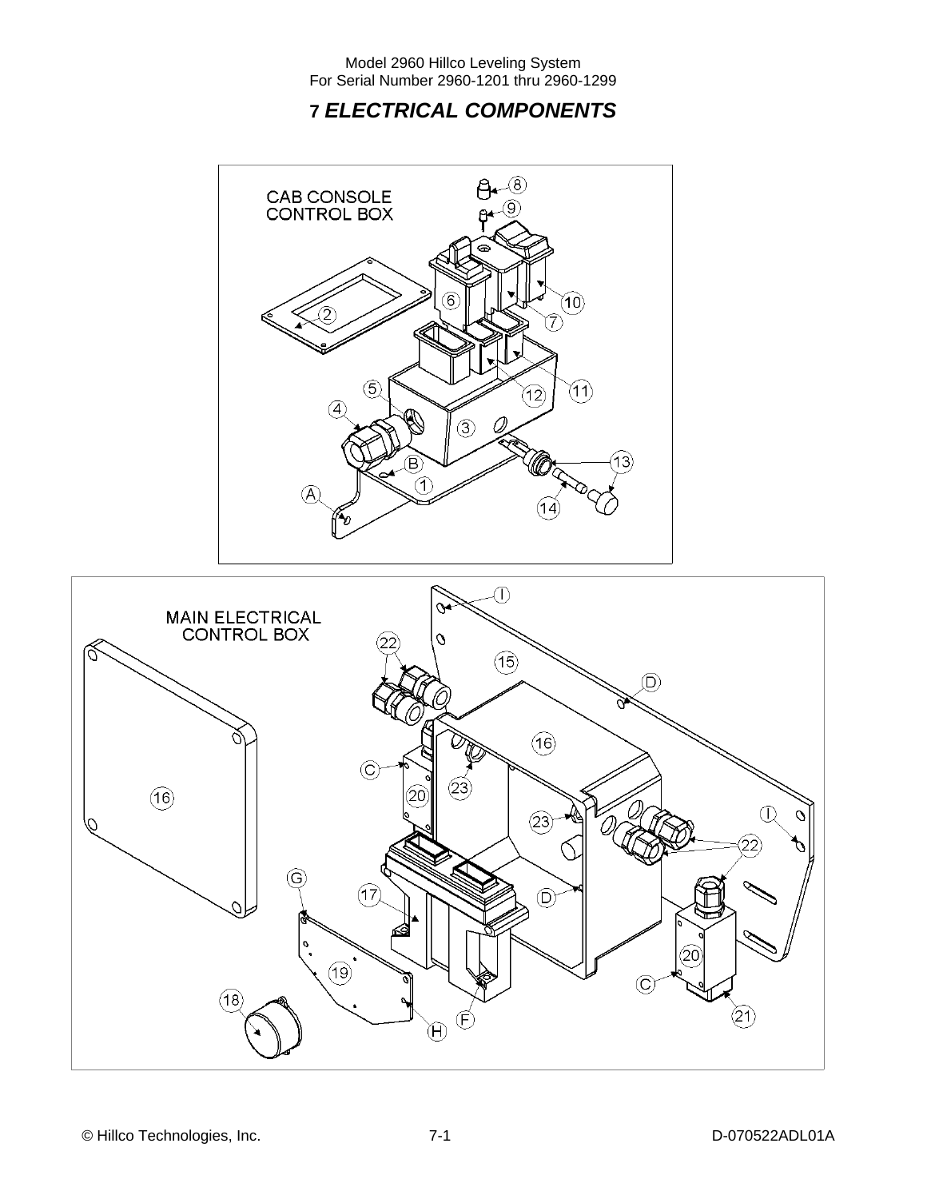# 7 *ELECTRICAL COMPONENTS*

CAB CONSOLE CONTROL BOX

MAIN ELECTRICAL CONTROL BOX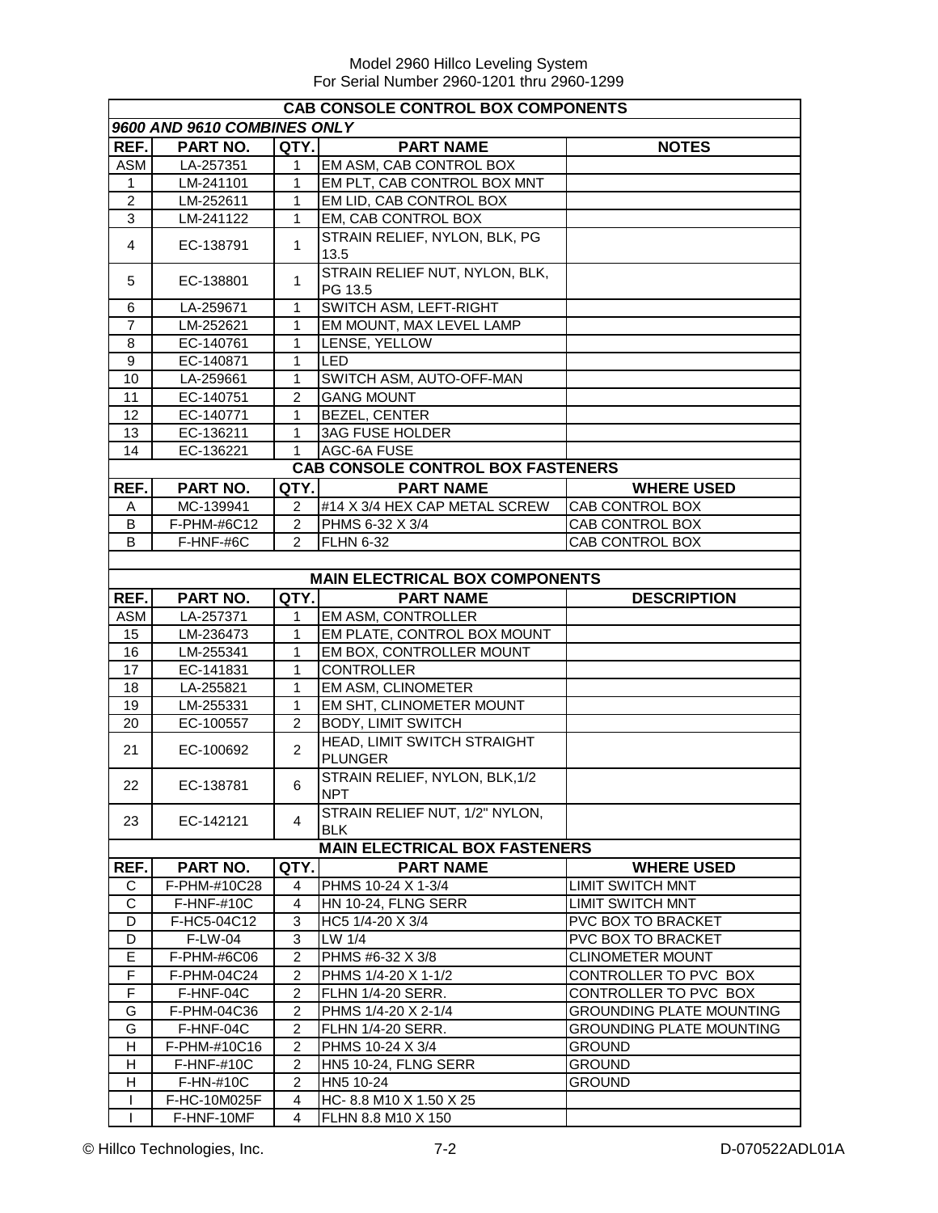## CAB CONSOLE CONTROL BOX COMPONENTS

***9600 AND 9610 COMBINES ONLY***

| REF. | PART NO. | QTY. | PART NAME | NOTES |
|---|---|---|---|---|
| ASM | LA-257351 | 1 | EM ASM, CAB CONTROL BOX | |
| 1 | LM-241101 | 1 | EM PLT, CAB CONTROL BOX MNT | |
| 2 | LM-252611 | 1 | EM LID, CAB CONTROL BOX | |
| 3 | LM-241122 | 1 | EM, CAB CONTROL BOX | |
| 4 | EC-138791 | 1 | STRAIN RELIEF, NYLON, BLK, PG 13.5 | |
| 5 | EC-138801 | 1 | STRAIN RELIEF NUT, NYLON, BLK, PG 13.5 | |
| 6 | LA-259671 | 1 | SWITCH ASM, LEFT-RIGHT | |
| 7 | LM-252621 | 1 | EM MOUNT, MAX LEVEL LAMP | |
| 8 | EC-140761 | 1 | LENSE, YELLOW | |
| 9 | EC-140871 | 1 | LED | |
| 10 | LA-259661 | 1 | SWITCH ASM, AUTO-OFF-MAN | |
| 11 | EC-140751 | 2 | GANG MOUNT | |
| 12 | EC-140771 | 1 | BEZEL, CENTER | |
| 13 | EC-136211 | 1 | 3AG FUSE HOLDER | |
| 14 | EC-136221 | 1 | AGC-6A FUSE | |

## CAB CONSOLE CONTROL BOX FASTENERS

| REF. | PART NO. | QTY. | PART NAME | WHERE USED |
|---|---|---|---|---|
| A | MC-139941 | 2 | #14 X 3/4 HEX CAP METAL SCREW | CAB CONTROL BOX |
| B | F-PHM-#6C12 | 2 | PHMS 6-32 X 3/4 | CAB CONTROL BOX |
| B | F-HNF-#6C | 2 | FLHN 6-32 | CAB CONTROL BOX |

## MAIN ELECTRICAL BOX COMPONENTS

| REF. | PART NO. | QTY. | PART NAME | DESCRIPTION |
|---|---|---|---|---|
| ASM | LA-257371 | 1 | EM ASM, CONTROLLER | |
| 15 | LM-236473 | 1 | EM PLATE, CONTROL BOX MOUNT | |
| 16 | LM-255341 | 1 | EM BOX, CONTROLLER MOUNT | |
| 17 | EC-141831 | 1 | CONTROLLER | |
| 18 | LA-255821 | 1 | EM ASM, CLINOMETER | |
| 19 | LM-255331 | 1 | EM SHT, CLINOMETER MOUNT | |
| 20 | EC-100557 | 2 | BODY, LIMIT SWITCH | |
| 21 | EC-100692 | 2 | HEAD, LIMIT SWITCH STRAIGHT PLUNGER | |
| 22 | EC-138781 | 6 | STRAIN RELIEF, NYLON, BLK,1/2 NPT | |
| 23 | EC-142121 | 4 | STRAIN RELIEF NUT, 1/2" NYLON, BLK | |

## MAIN ELECTRICAL BOX FASTENERS

| REF. | PART NO. | QTY. | PART NAME | WHERE USED |
|---|---|---|---|---|
| C | F-PHM-#10C28 | 4 | PHMS 10-24 X 1-3/4 | LIMIT SWITCH MNT |
| C | F-HNF-#10C | 4 | HN 10-24, FLNG SERR | LIMIT SWITCH MNT |
| D | F-HC5-04C12 | 3 | HC5 1/4-20 X 3/4 | PVC BOX TO BRACKET |
| D | F-LW-04 | 3 | LW 1/4 | PVC BOX TO BRACKET |
| E | F-PHM-#6C06 | 2 | PHMS #6-32 X 3/8 | CLINOMETER MOUNT |
| F | F-PHM-04C24 | 2 | PHMS 1/4-20 X 1-1/2 | CONTROLLER TO PVC BOX |
| F | F-HNF-04C | 2 | FLHN 1/4-20 SERR. | CONTROLLER TO PVC BOX |
| G | F-PHM-04C36 | 2 | PHMS 1/4-20 X 2-1/4 | GROUNDING PLATE MOUNTING |
| G | F-HNF-04C | 2 | FLHN 1/4-20 SERR. | GROUNDING PLATE MOUNTING |
| H | F-PHM-#10C16 | 2 | PHMS 10-24 X 3/4 | GROUND |
| H | F-HNF-#10C | 2 | HN5 10-24, FLNG SERR | GROUND |
| H | F-HN-#10C | 2 | HN5 10-24 | GROUND |
| I | F-HC-10M025F | 4 | HC- 8.8 M10 X 1.50 X 25 | |
| I | F-HNF-10MF | 4 | FLHN 8.8 M10 X 150 | |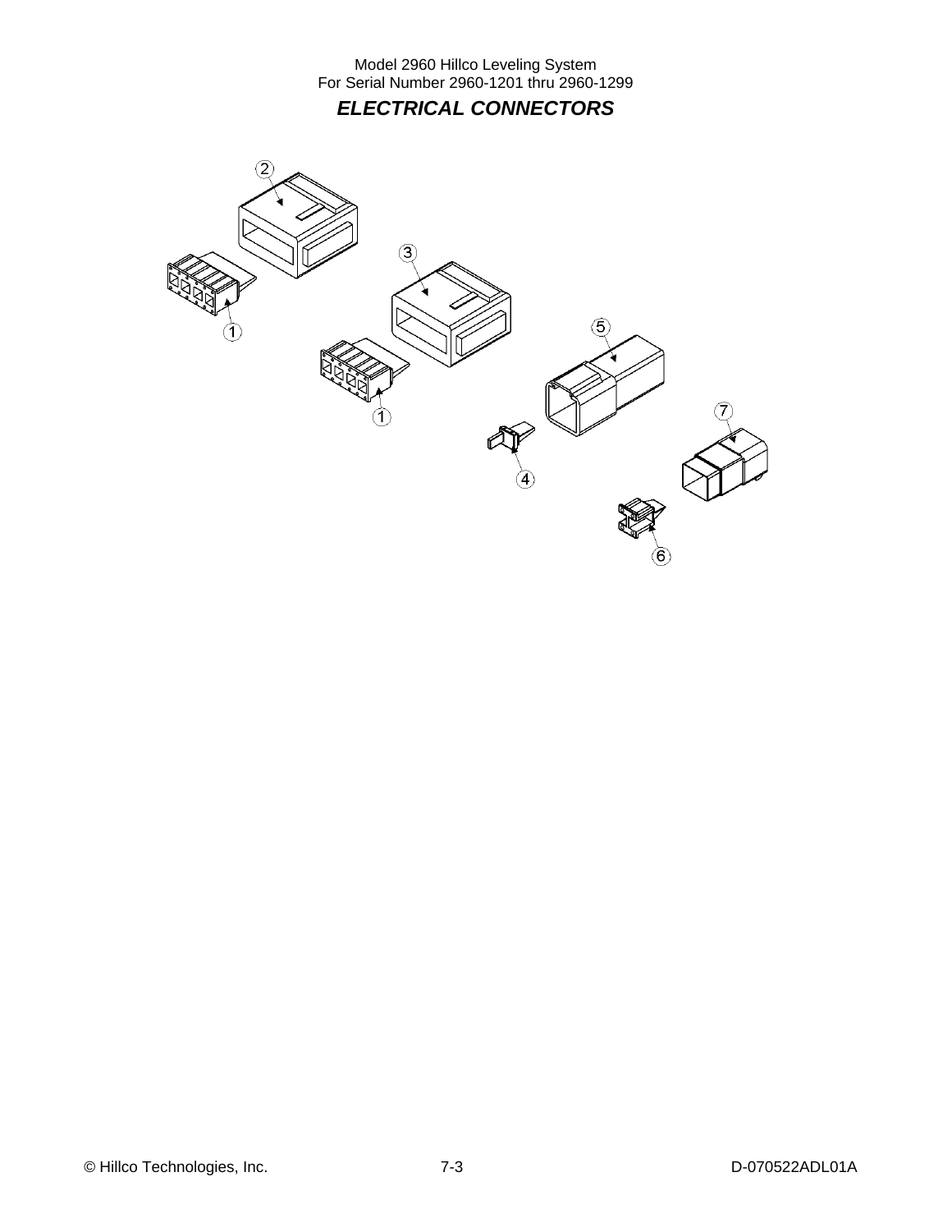## ELECTRICAL CONNECTORS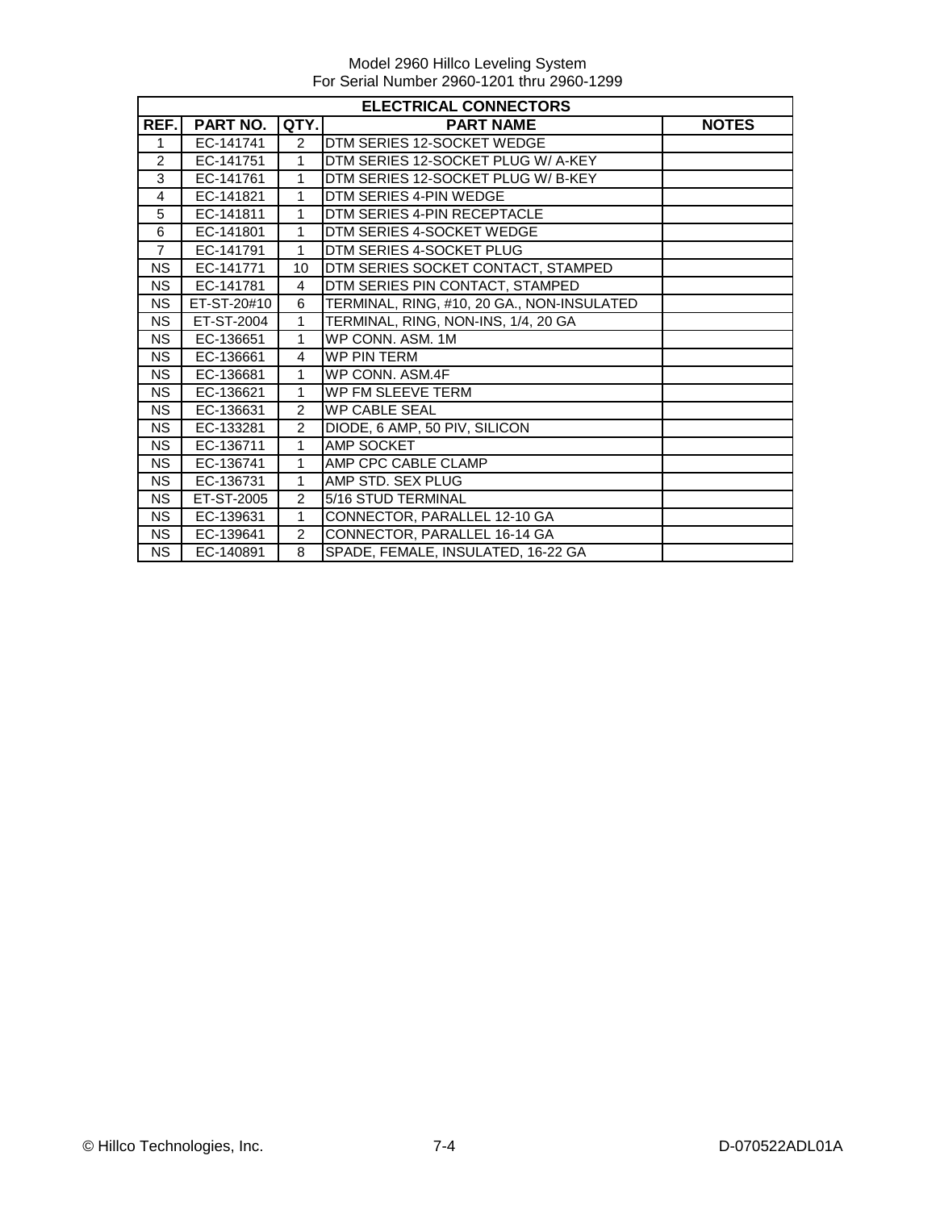Model 2960 Hillco Leveling System
For Serial Number 2960-1201 thru 2960-1299

| ELECTRICAL CONNECTORS | | | | |
|---|---|---|---|---|
| **REF.** | **PART NO.** | **QTY.** | **PART NAME** | **NOTES** |
| 1 | EC-141741 | 2 | DTM SERIES 12-SOCKET WEDGE | |
| 2 | EC-141751 | 1 | DTM SERIES 12-SOCKET PLUG W/ A-KEY | |
| 3 | EC-141761 | 1 | DTM SERIES 12-SOCKET PLUG W/ B-KEY | |
| 4 | EC-141821 | 1 | DTM SERIES 4-PIN WEDGE | |
| 5 | EC-141811 | 1 | DTM SERIES 4-PIN RECEPTACLE | |
| 6 | EC-141801 | 1 | DTM SERIES 4-SOCKET WEDGE | |
| 7 | EC-141791 | 1 | DTM SERIES 4-SOCKET PLUG | |
| NS | EC-141771 | 10 | DTM SERIES SOCKET CONTACT, STAMPED | |
| NS | EC-141781 | 4 | DTM SERIES PIN CONTACT, STAMPED | |
| NS | ET-ST-20#10 | 6 | TERMINAL, RING, #10, 20 GA., NON-INSULATED | |
| NS | ET-ST-2004 | 1 | TERMINAL, RING, NON-INS, 1/4, 20 GA | |
| NS | EC-136651 | 1 | WP CONN. ASM. 1M | |
| NS | EC-136661 | 4 | WP PIN TERM | |
| NS | EC-136681 | 1 | WP CONN. ASM.4F | |
| NS | EC-136621 | 1 | WP FM SLEEVE TERM | |
| NS | EC-136631 | 2 | WP CABLE SEAL | |
| NS | EC-133281 | 2 | DIODE, 6 AMP, 50 PIV, SILICON | |
| NS | EC-136711 | 1 | AMP SOCKET | |
| NS | EC-136741 | 1 | AMP CPC CABLE CLAMP | |
| NS | EC-136731 | 1 | AMP STD. SEX PLUG | |
| NS | ET-ST-2005 | 2 | 5/16 STUD TERMINAL | |
| NS | EC-139631 | 1 | CONNECTOR, PARALLEL 12-10 GA | |
| NS | EC-139641 | 2 | CONNECTOR, PARALLEL 16-14 GA | |
| NS | EC-140891 | 8 | SPADE, FEMALE, INSULATED, 16-22 GA | |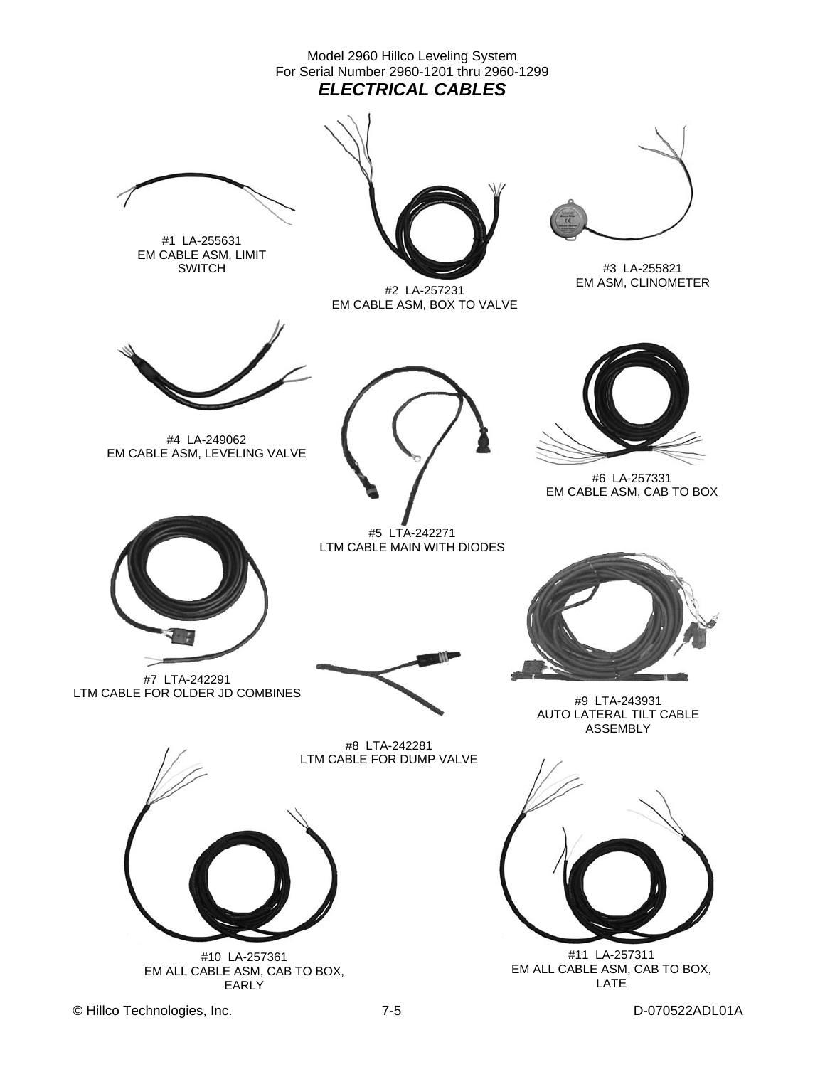Model 2960 Hillco Leveling System
For Serial Number 2960-1201 thru 2960-1299

## *ELECTRICAL CABLES*

#1 LA-255631
EM CABLE ASM, LIMIT SWITCH

#2 LA-257231
EM CABLE ASM, BOX TO VALVE

#3 LA-255821
EM ASM, CLINOMETER

#4 LA-249062
EM CABLE ASM, LEVELING VALVE

#5 LTA-242271
LTM CABLE MAIN WITH DIODES

#6 LA-257331
EM CABLE ASM, CAB TO BOX

#7 LTA-242291
LTM CABLE FOR OLDER JD COMBINES

#8 LTA-242281
LTM CABLE FOR DUMP VALVE

#9 LTA-243931
AUTO LATERAL TILT CABLE ASSEMBLY

#10 LA-257361
EM ALL CABLE ASM, CAB TO BOX, EARLY

#11 LA-257311
EM ALL CABLE ASM, CAB TO BOX, LATE

© Hillco Technologies, Inc. D-070522ADL01A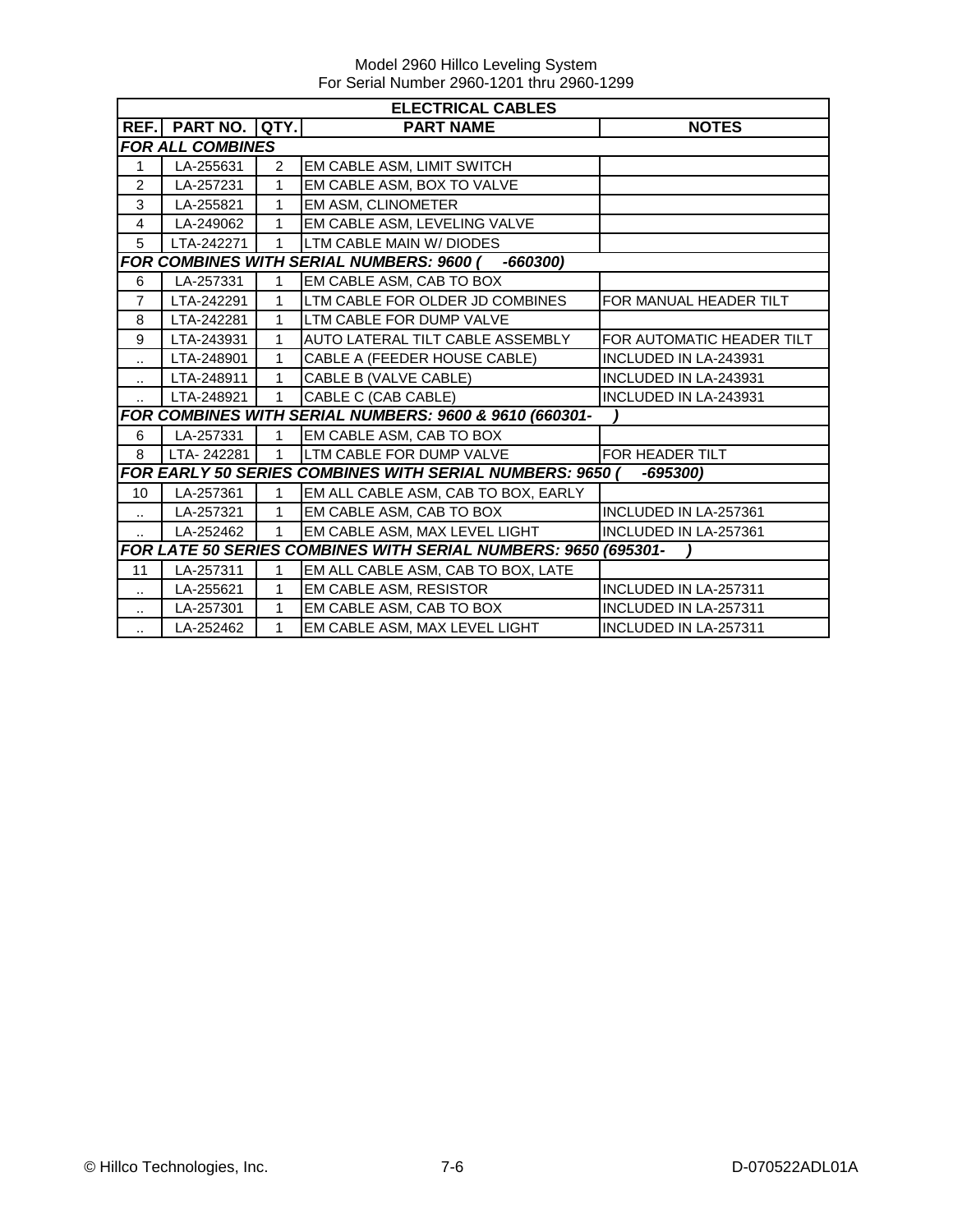Model 2960 Hillco Leveling System
For Serial Number 2960-1201 thru 2960-1299

| ELECTRICAL CABLES | | | | |
|---|---|---|---|---|
| **REF.** | **PART NO.** | **QTY.** | **PART NAME** | **NOTES** |
| ***FOR ALL COMBINES*** | | | | |
| 1 | LA-255631 | 2 | EM CABLE ASM, LIMIT SWITCH | |
| 2 | LA-257231 | 1 | EM CABLE ASM, BOX TO VALVE | |
| 3 | LA-255821 | 1 | EM ASM, CLINOMETER | |
| 4 | LA-249062 | 1 | EM CABLE ASM, LEVELING VALVE | |
| 5 | LTA-242271 | 1 | LTM CABLE MAIN W/ DIODES | |
| ***FOR COMBINES WITH SERIAL NUMBERS: 9600 ( -660300)*** | | | | |
| 6 | LA-257331 | 1 | EM CABLE ASM, CAB TO BOX | |
| 7 | LTA-242291 | 1 | LTM CABLE FOR OLDER JD COMBINES | FOR MANUAL HEADER TILT |
| 8 | LTA-242281 | 1 | LTM CABLE FOR DUMP VALVE | |
| 9 | LTA-243931 | 1 | AUTO LATERAL TILT CABLE ASSEMBLY | FOR AUTOMATIC HEADER TILT |
| .. | LTA-248901 | 1 | CABLE A (FEEDER HOUSE CABLE) | INCLUDED IN LA-243931 |
| .. | LTA-248911 | 1 | CABLE B (VALVE CABLE) | INCLUDED IN LA-243931 |
| .. | LTA-248921 | 1 | CABLE C (CAB CABLE) | INCLUDED IN LA-243931 |
| ***FOR COMBINES WITH SERIAL NUMBERS: 9600 & 9610 (660301- )*** | | | | |
| 6 | LA-257331 | 1 | EM CABLE ASM, CAB TO BOX | |
| 8 | LTA- 242281 | 1 | LTM CABLE FOR DUMP VALVE | FOR HEADER TILT |
| ***FOR EARLY 50 SERIES COMBINES WITH SERIAL NUMBERS: 9650 ( -695300)*** | | | | |
| 10 | LA-257361 | 1 | EM ALL CABLE ASM, CAB TO BOX, EARLY | |
| .. | LA-257321 | 1 | EM CABLE ASM, CAB TO BOX | INCLUDED IN LA-257361 |
| .. | LA-252462 | 1 | EM CABLE ASM, MAX LEVEL LIGHT | INCLUDED IN LA-257361 |
| ***FOR LATE 50 SERIES COMBINES WITH SERIAL NUMBERS: 9650 (695301- )*** | | | | |
| 11 | LA-257311 | 1 | EM ALL CABLE ASM, CAB TO BOX, LATE | |
| .. | LA-255621 | 1 | EM CABLE ASM, RESISTOR | INCLUDED IN LA-257311 |
| .. | LA-257301 | 1 | EM CABLE ASM, CAB TO BOX | INCLUDED IN LA-257311 |
| .. | LA-252462 | 1 | EM CABLE ASM, MAX LEVEL LIGHT | INCLUDED IN LA-257311 |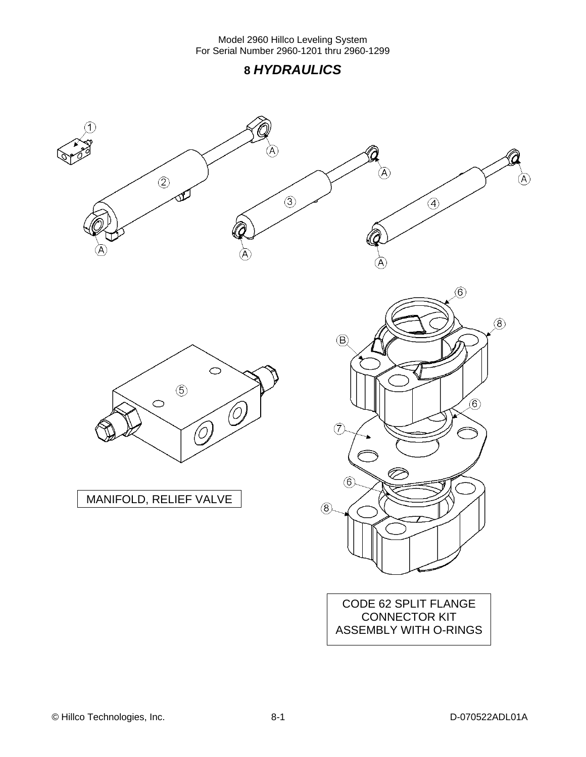# 8 *HYDRAULICS*

MANIFOLD, RELIEF VALVE

CODE 62 SPLIT FLANGE CONNECTOR KIT ASSEMBLY WITH O-RINGS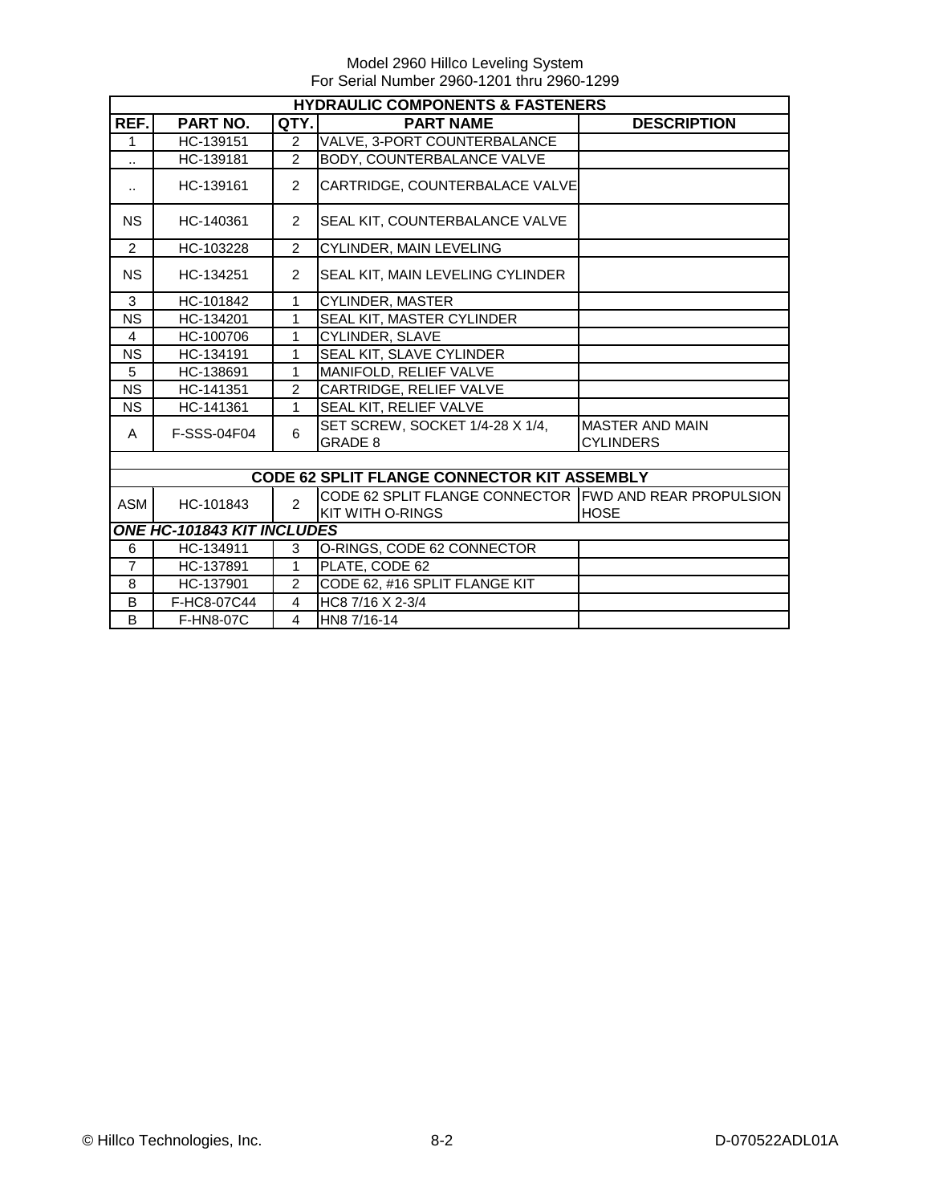Model 2960 Hillco Leveling System
For Serial Number 2960-1201 thru 2960-1299

| HYDRAULIC COMPONENTS & FASTENERS | | | | |
|---|---|---|---|---|
| **REF.** | **PART NO.** | **QTY.** | **PART NAME** | **DESCRIPTION** |
| 1 | HC-139151 | 2 | VALVE, 3-PORT COUNTERBALANCE | |
| .. | HC-139181 | 2 | BODY, COUNTERBALANCE VALVE | |
| .. | HC-139161 | 2 | CARTRIDGE, COUNTERBALACE VALVE | |
| NS | HC-140361 | 2 | SEAL KIT, COUNTERBALANCE VALVE | |
| 2 | HC-103228 | 2 | CYLINDER, MAIN LEVELING | |
| NS | HC-134251 | 2 | SEAL KIT, MAIN LEVELING CYLINDER | |
| 3 | HC-101842 | 1 | CYLINDER, MASTER | |
| NS | HC-134201 | 1 | SEAL KIT, MASTER CYLINDER | |
| 4 | HC-100706 | 1 | CYLINDER, SLAVE | |
| NS | HC-134191 | 1 | SEAL KIT, SLAVE CYLINDER | |
| 5 | HC-138691 | 1 | MANIFOLD, RELIEF VALVE | |
| NS | HC-141351 | 2 | CARTRIDGE, RELIEF VALVE | |
| NS | HC-141361 | 1 | SEAL KIT, RELIEF VALVE | |
| A | F-SSS-04F04 | 6 | SET SCREW, SOCKET 1/4-28 X 1/4, GRADE 8 | MASTER AND MAIN CYLINDERS |
| | | | | |
| **CODE 62 SPLIT FLANGE CONNECTOR KIT ASSEMBLY** | | | | |
| ASM | HC-101843 | 2 | CODE 62 SPLIT FLANGE CONNECTOR KIT WITH O-RINGS | FWD AND REAR PROPULSION HOSE |
| ***ONE HC-101843 KIT INCLUDES*** | | | | |
| 6 | HC-134911 | 3 | O-RINGS, CODE 62 CONNECTOR | |
| 7 | HC-137891 | 1 | PLATE, CODE 62 | |
| 8 | HC-137901 | 2 | CODE 62, #16 SPLIT FLANGE KIT | |
| B | F-HC8-07C44 | 4 | HC8 7/16 X 2-3/4 | |
| B | F-HN8-07C | 4 | HN8 7/16-14 | |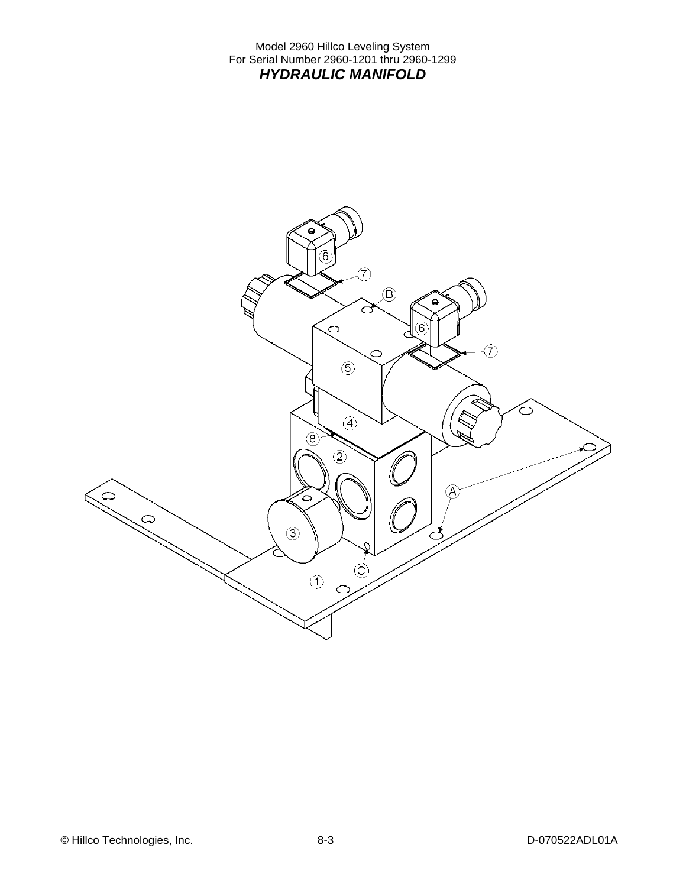# HYDRAULIC MANIFOLD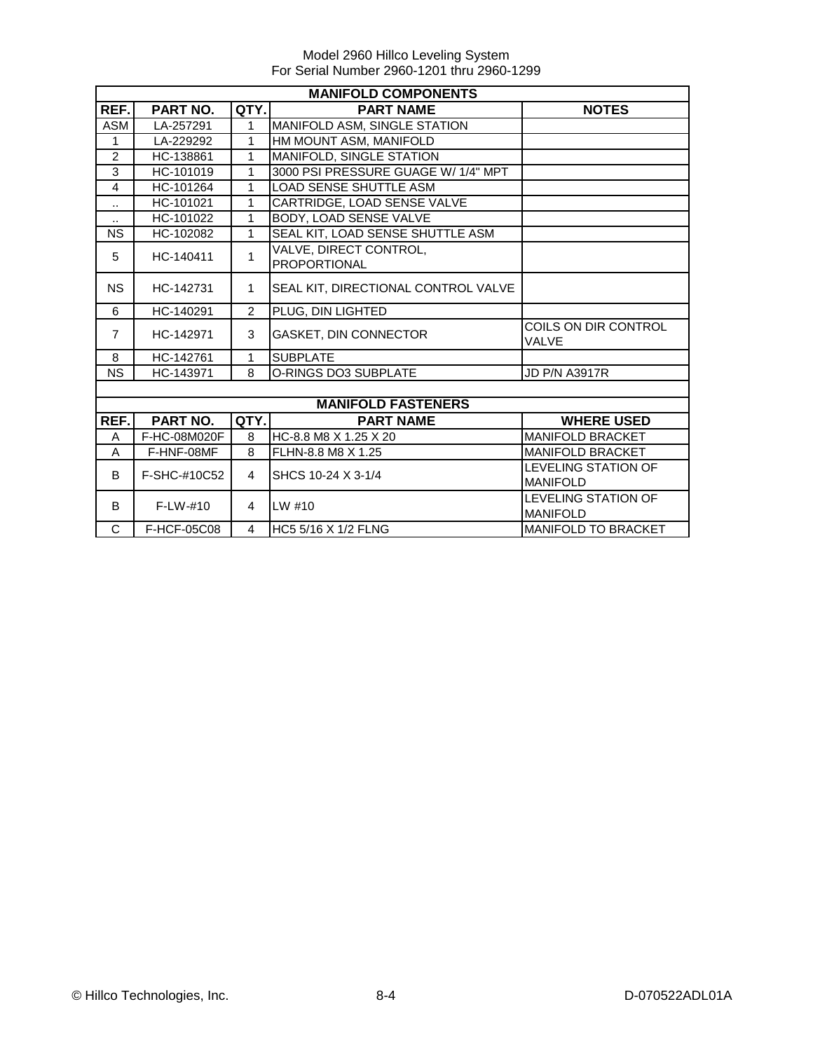Model 2960 Hillco Leveling System
For Serial Number 2960-1201 thru 2960-1299

| MANIFOLD COMPONENTS | | | | |
|---|---|---|---|---|
| **REF.** | **PART NO.** | **QTY.** | **PART NAME** | **NOTES** |
| ASM | LA-257291 | 1 | MANIFOLD ASM, SINGLE STATION | |
| 1 | LA-229292 | 1 | HM MOUNT ASM, MANIFOLD | |
| 2 | HC-138861 | 1 | MANIFOLD, SINGLE STATION | |
| 3 | HC-101019 | 1 | 3000 PSI PRESSURE GUAGE W/ 1/4" MPT | |
| 4 | HC-101264 | 1 | LOAD SENSE SHUTTLE ASM | |
| .. | HC-101021 | 1 | CARTRIDGE, LOAD SENSE VALVE | |
| .. | HC-101022 | 1 | BODY, LOAD SENSE VALVE | |
| NS | HC-102082 | 1 | SEAL KIT, LOAD SENSE SHUTTLE ASM | |
| 5 | HC-140411 | 1 | VALVE, DIRECT CONTROL, PROPORTIONAL | |
| NS | HC-142731 | 1 | SEAL KIT, DIRECTIONAL CONTROL VALVE | |
| 6 | HC-140291 | 2 | PLUG, DIN LIGHTED | |
| 7 | HC-142971 | 3 | GASKET, DIN CONNECTOR | COILS ON DIR CONTROL VALVE |
| 8 | HC-142761 | 1 | SUBPLATE | |
| NS | HC-143971 | 8 | O-RINGS DO3 SUBPLATE | JD P/N A3917R |

| MANIFOLD FASTENERS | | | | |
|---|---|---|---|---|
| **REF.** | **PART NO.** | **QTY.** | **PART NAME** | **WHERE USED** |
| A | F-HC-08M020F | 8 | HC-8.8 M8 X 1.25 X 20 | MANIFOLD BRACKET |
| A | F-HNF-08MF | 8 | FLHN-8.8 M8 X 1.25 | MANIFOLD BRACKET |
| B | F-SHC-#10C52 | 4 | SHCS 10-24 X 3-1/4 | LEVELING STATION OF MANIFOLD |
| B | F-LW-#10 | 4 | LW #10 | LEVELING STATION OF MANIFOLD |
| C | F-HCF-05C08 | 4 | HC5 5/16 X 1/2 FLNG | MANIFOLD TO BRACKET |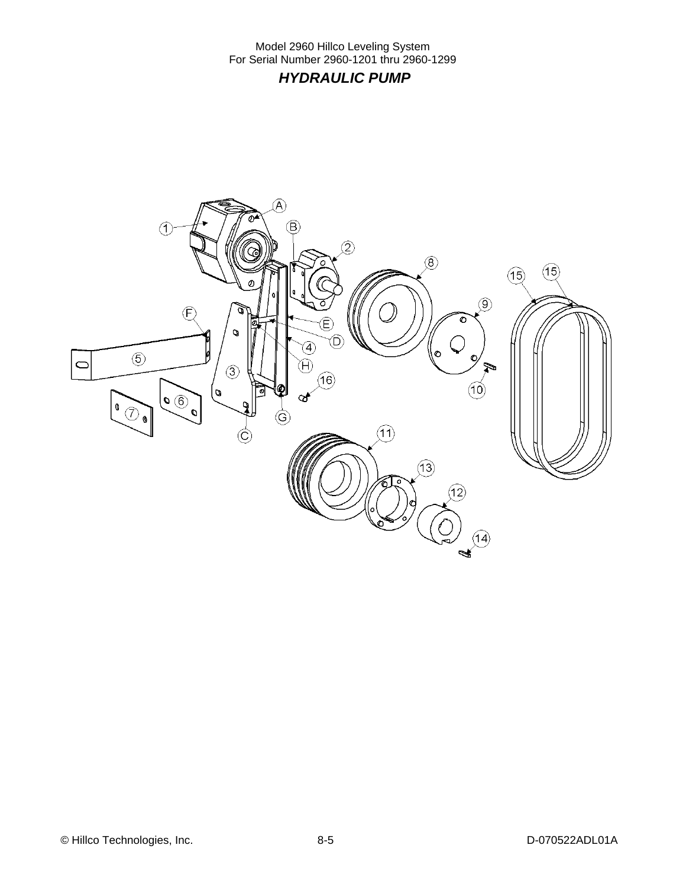## HYDRAULIC PUMP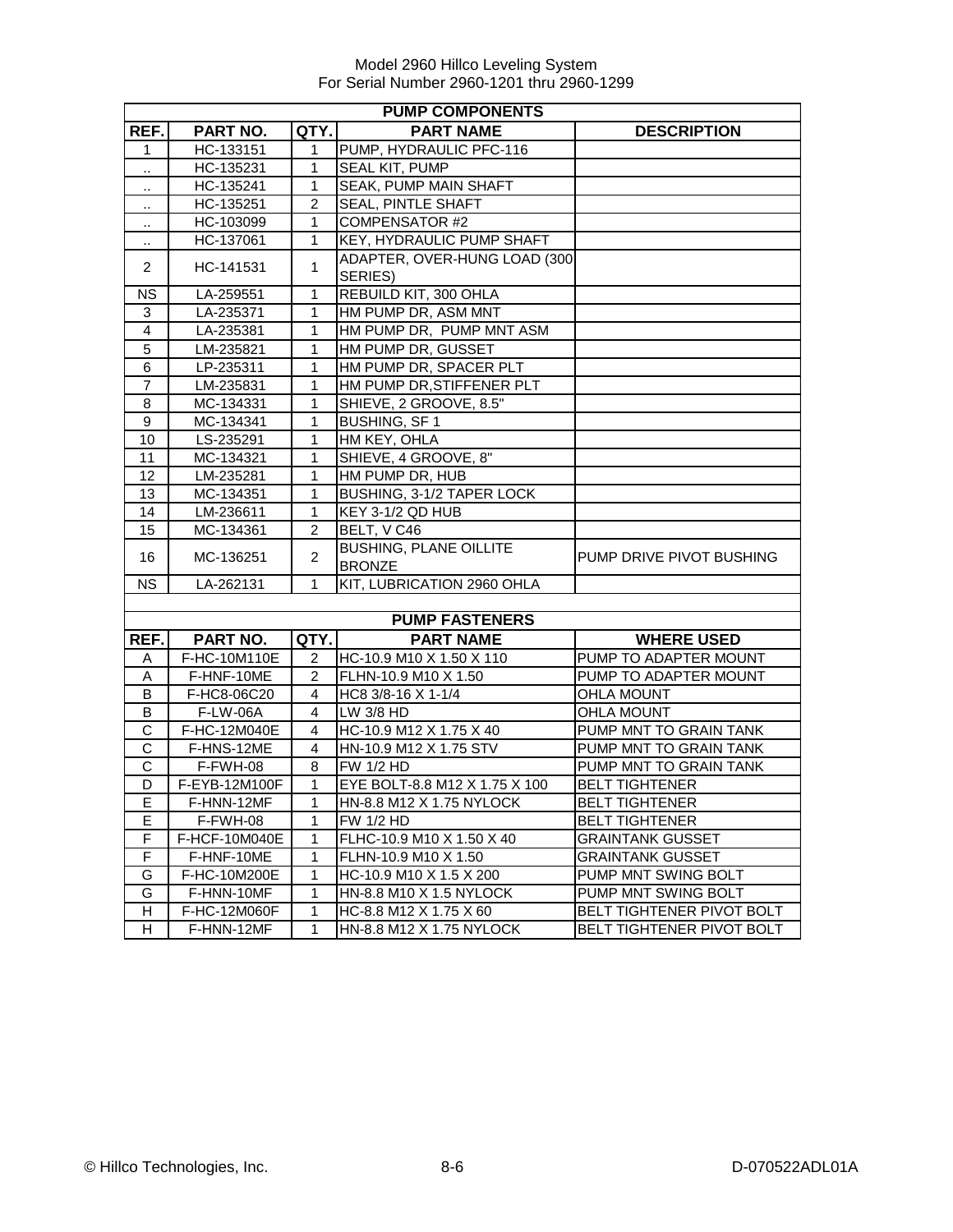Model 2960 Hillco Leveling System
For Serial Number 2960-1201 thru 2960-1299

| PUMP COMPONENTS | | | | |
|---|---|---|---|---|
| **REF.** | **PART NO.** | **QTY.** | **PART NAME** | **DESCRIPTION** |
| 1 | HC-133151 | 1 | PUMP, HYDRAULIC PFC-116 | |
| .. | HC-135231 | 1 | SEAL KIT, PUMP | |
| .. | HC-135241 | 1 | SEAK, PUMP MAIN SHAFT | |
| .. | HC-135251 | 2 | SEAL, PINTLE SHAFT | |
| .. | HC-103099 | 1 | COMPENSATOR #2 | |
| .. | HC-137061 | 1 | KEY, HYDRAULIC PUMP SHAFT | |
| 2 | HC-141531 | 1 | ADAPTER, OVER-HUNG LOAD (300 SERIES) | |
| NS | LA-259551 | 1 | REBUILD KIT, 300 OHLA | |
| 3 | LA-235371 | 1 | HM PUMP DR, ASM MNT | |
| 4 | LA-235381 | 1 | HM PUMP DR, PUMP MNT ASM | |
| 5 | LM-235821 | 1 | HM PUMP DR, GUSSET | |
| 6 | LP-235311 | 1 | HM PUMP DR, SPACER PLT | |
| 7 | LM-235831 | 1 | HM PUMP DR,STIFFENER PLT | |
| 8 | MC-134331 | 1 | SHIEVE, 2 GROOVE, 8.5" | |
| 9 | MC-134341 | 1 | BUSHING, SF 1 | |
| 10 | LS-235291 | 1 | HM KEY, OHLA | |
| 11 | MC-134321 | 1 | SHIEVE, 4 GROOVE, 8" | |
| 12 | LM-235281 | 1 | HM PUMP DR, HUB | |
| 13 | MC-134351 | 1 | BUSHING, 3-1/2 TAPER LOCK | |
| 14 | LM-236611 | 1 | KEY 3-1/2 QD HUB | |
| 15 | MC-134361 | 2 | BELT, V C46 | |
| 16 | MC-136251 | 2 | BUSHING, PLANE OILLITE BRONZE | PUMP DRIVE PIVOT BUSHING |
| NS | LA-262131 | 1 | KIT, LUBRICATION 2960 OHLA | |

| PUMP FASTENERS | | | | |
|---|---|---|---|---|
| **REF.** | **PART NO.** | **QTY.** | **PART NAME** | **WHERE USED** |
| A | F-HC-10M110E | 2 | HC-10.9 M10 X 1.50 X 110 | PUMP TO ADAPTER MOUNT |
| A | F-HNF-10ME | 2 | FLHN-10.9 M10 X 1.50 | PUMP TO ADAPTER MOUNT |
| B | F-HC8-06C20 | 4 | HC8 3/8-16 X 1-1/4 | OHLA MOUNT |
| B | F-LW-06A | 4 | LW 3/8 HD | OHLA MOUNT |
| C | F-HC-12M040E | 4 | HC-10.9 M12 X 1.75 X 40 | PUMP MNT TO GRAIN TANK |
| C | F-HNS-12ME | 4 | HN-10.9 M12 X 1.75 STV | PUMP MNT TO GRAIN TANK |
| C | F-FWH-08 | 8 | FW 1/2 HD | PUMP MNT TO GRAIN TANK |
| D | F-EYB-12M100F | 1 | EYE BOLT-8.8 M12 X 1.75 X 100 | BELT TIGHTENER |
| E | F-HNN-12MF | 1 | HN-8.8 M12 X 1.75 NYLOCK | BELT TIGHTENER |
| E | F-FWH-08 | 1 | FW 1/2 HD | BELT TIGHTENER |
| F | F-HCF-10M040E | 1 | FLHC-10.9 M10 X 1.50 X 40 | GRAINTANK GUSSET |
| F | F-HNF-10ME | 1 | FLHN-10.9 M10 X 1.50 | GRAINTANK GUSSET |
| G | F-HC-10M200E | 1 | HC-10.9 M10 X 1.5 X 200 | PUMP MNT SWING BOLT |
| G | F-HNN-10MF | 1 | HN-8.8 M10 X 1.5 NYLOCK | PUMP MNT SWING BOLT |
| H | F-HC-12M060F | 1 | HC-8.8 M12 X 1.75 X 60 | BELT TIGHTENER PIVOT BOLT |
| H | F-HNN-12MF | 1 | HN-8.8 M12 X 1.75 NYLOCK | BELT TIGHTENER PIVOT BOLT |

© Hillco Technologies, Inc. 8-6 D-070522ADL01A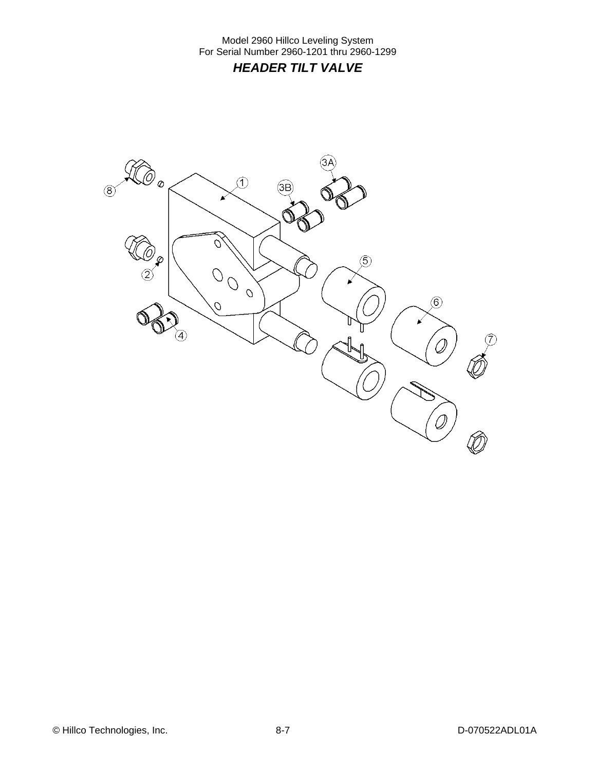## *HEADER TILT VALVE*

8

1

3B

3A

2

5

6

4

7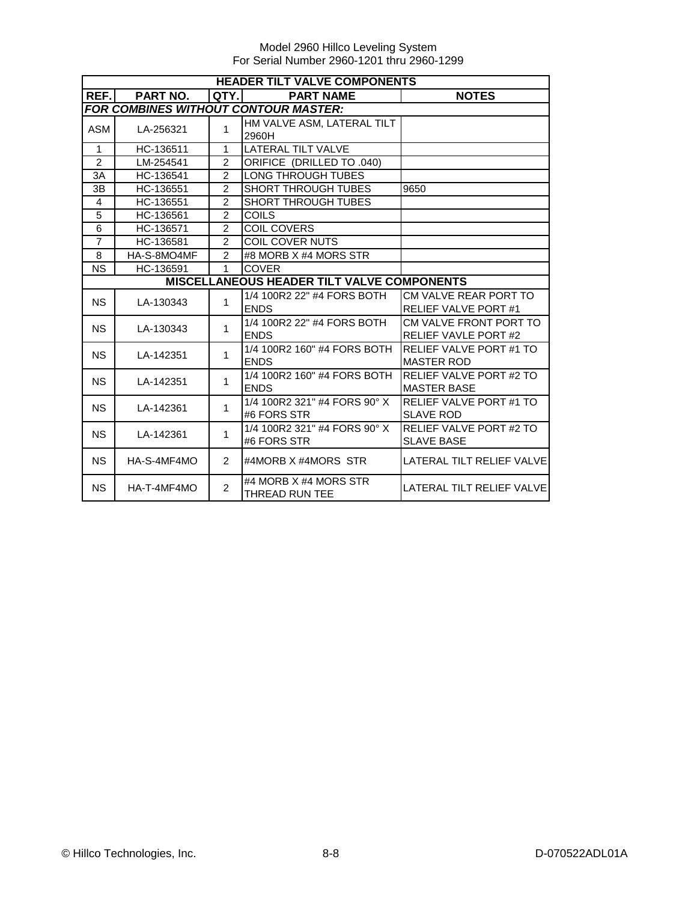| HEADER TILT VALVE COMPONENTS | | | | |
|---|---|---|---|---|
| **REF.** | **PART NO.** | **QTY.** | **PART NAME** | **NOTES** |
| ***FOR COMBINES WITHOUT CONTOUR MASTER:*** | | | | |
| ASM | LA-256321 | 1 | HM VALVE ASM, LATERAL TILT 2960H | |
| 1 | HC-136511 | 1 | LATERAL TILT VALVE | |
| 2 | LM-254541 | 2 | ORIFICE (DRILLED TO .040) | |
| 3A | HC-136541 | 2 | LONG THROUGH TUBES | |
| 3B | HC-136551 | 2 | SHORT THROUGH TUBES | 9650 |
| 4 | HC-136551 | 2 | SHORT THROUGH TUBES | |
| 5 | HC-136561 | 2 | COILS | |
| 6 | HC-136571 | 2 | COIL COVERS | |
| 7 | HC-136581 | 2 | COIL COVER NUTS | |
| 8 | HA-S-8MO4MF | 2 | #8 MORB X #4 MORS STR | |
| NS | HC-136591 | 1 | COVER | |
| **MISCELLANEOUS HEADER TILT VALVE COMPONENTS** | | | | |
| NS | LA-130343 | 1 | 1/4 100R2 22" #4 FORS BOTH ENDS | CM VALVE REAR PORT TO RELIEF VALVE PORT #1 |
| NS | LA-130343 | 1 | 1/4 100R2 22" #4 FORS BOTH ENDS | CM VALVE FRONT PORT TO RELIEF VAVLE PORT #2 |
| NS | LA-142351 | 1 | 1/4 100R2 160" #4 FORS BOTH ENDS | RELIEF VALVE PORT #1 TO MASTER ROD |
| NS | LA-142351 | 1 | 1/4 100R2 160" #4 FORS BOTH ENDS | RELIEF VALVE PORT #2 TO MASTER BASE |
| NS | LA-142361 | 1 | 1/4 100R2 321" #4 FORS 90° X #6 FORS STR | RELIEF VALVE PORT #1 TO SLAVE ROD |
| NS | LA-142361 | 1 | 1/4 100R2 321" #4 FORS 90° X #6 FORS STR | RELIEF VALVE PORT #2 TO SLAVE BASE |
| NS | HA-S-4MF4MO | 2 | #4MORB X #4MORS STR | LATERAL TILT RELIEF VALVE |
| NS | HA-T-4MF4MO | 2 | #4 MORB X #4 MORS STR THREAD RUN TEE | LATERAL TILT RELIEF VALVE |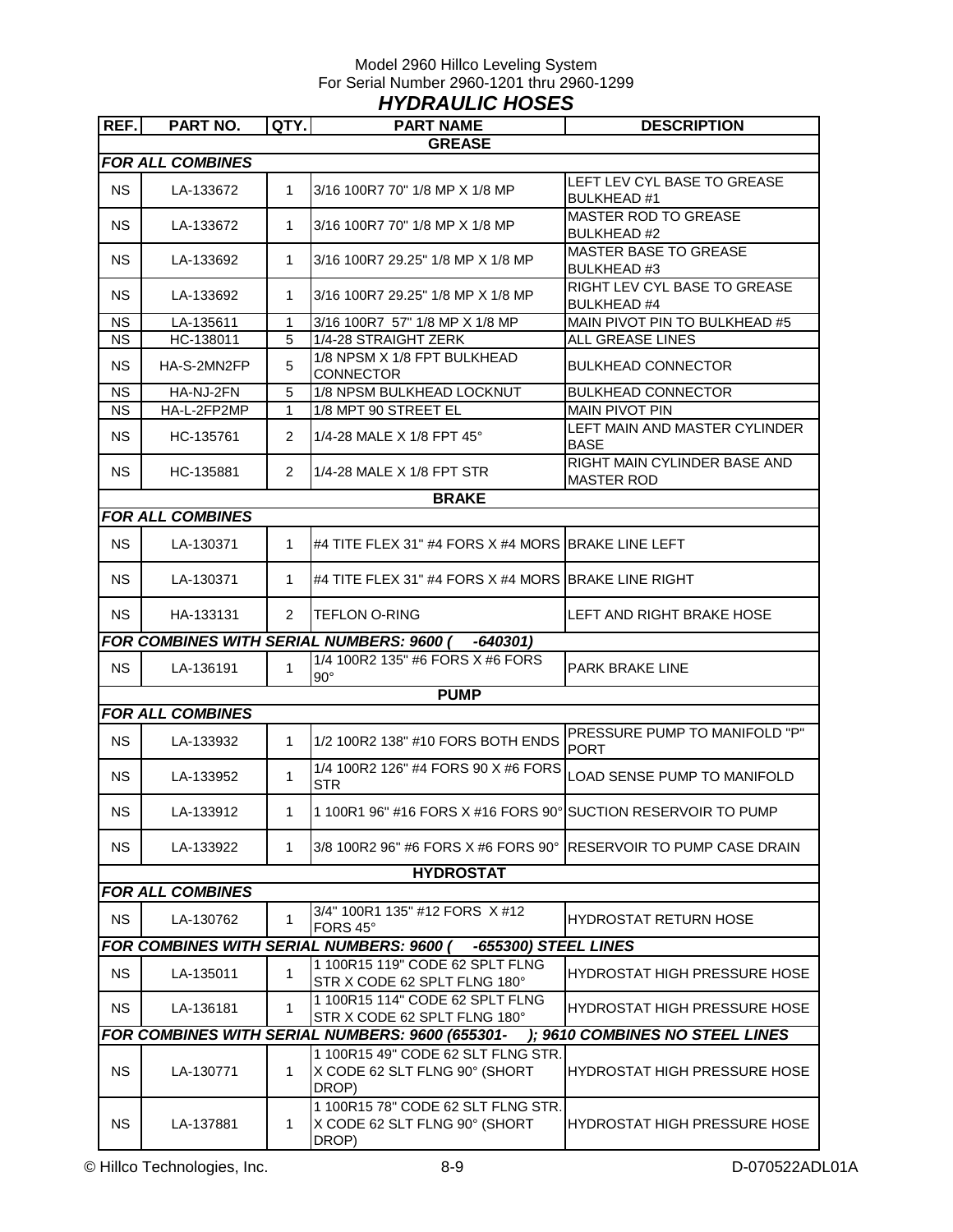Model 2960 Hillco Leveling System
For Serial Number 2960-1201 thru 2960-1299

## *HYDRAULIC HOSES*

| REF. | PART NO. | QTY. | PART NAME | DESCRIPTION |
|---|---|---|---|---|
| | | | **GREASE** | |
| ***FOR ALL COMBINES*** | | | | |
| NS | LA-133672 | 1 | 3/16 100R7 70" 1/8 MP X 1/8 MP | LEFT LEV CYL BASE TO GREASE BULKHEAD #1 |
| NS | LA-133672 | 1 | 3/16 100R7 70" 1/8 MP X 1/8 MP | MASTER ROD TO GREASE BULKHEAD #2 |
| NS | LA-133692 | 1 | 3/16 100R7 29.25" 1/8 MP X 1/8 MP | MASTER BASE TO GREASE BULKHEAD #3 |
| NS | LA-133692 | 1 | 3/16 100R7 29.25" 1/8 MP X 1/8 MP | RIGHT LEV CYL BASE TO GREASE BULKHEAD #4 |
| NS | LA-135611 | 1 | 3/16 100R7 57" 1/8 MP X 1/8 MP | MAIN PIVOT PIN TO BULKHEAD #5 |
| NS | HC-138011 | 5 | 1/4-28 STRAIGHT ZERK | ALL GREASE LINES |
| NS | HA-S-2MN2FP | 5 | 1/8 NPSM X 1/8 FPT BULKHEAD CONNECTOR | BULKHEAD CONNECTOR |
| NS | HA-NJ-2FN | 5 | 1/8 NPSM BULKHEAD LOCKNUT | BULKHEAD CONNECTOR |
| NS | HA-L-2FP2MP | 1 | 1/8 MPT 90 STREET EL | MAIN PIVOT PIN |
| NS | HC-135761 | 2 | 1/4-28 MALE X 1/8 FPT 45° | LEFT MAIN AND MASTER CYLINDER BASE |
| NS | HC-135881 | 2 | 1/4-28 MALE X 1/8 FPT STR | RIGHT MAIN CYLINDER BASE AND MASTER ROD |
| | | | **BRAKE** | |
| ***FOR ALL COMBINES*** | | | | |
| NS | LA-130371 | 1 | #4 TITE FLEX 31" #4 FORS X #4 MORS | BRAKE LINE LEFT |
| NS | LA-130371 | 1 | #4 TITE FLEX 31" #4 FORS X #4 MORS | BRAKE LINE RIGHT |
| NS | HA-133131 | 2 | TEFLON O-RING | LEFT AND RIGHT BRAKE HOSE |
| ***FOR COMBINES WITH SERIAL NUMBERS: 9600 ( -640301)*** | | | | |
| NS | LA-136191 | 1 | 1/4 100R2 135" #6 FORS X #6 FORS 90° | PARK BRAKE LINE |
| | | | **PUMP** | |
| ***FOR ALL COMBINES*** | | | | |
| NS | LA-133932 | 1 | 1/2 100R2 138" #10 FORS BOTH ENDS | PRESSURE PUMP TO MANIFOLD "P" PORT |
| NS | LA-133952 | 1 | 1/4 100R2 126" #4 FORS 90 X #6 FORS STR | LOAD SENSE PUMP TO MANIFOLD |
| NS | LA-133912 | 1 | 1 100R1 96" #16 FORS X #16 FORS 90° | SUCTION RESERVOIR TO PUMP |
| NS | LA-133922 | 1 | 3/8 100R2 96" #6 FORS X #6 FORS 90° | RESERVOIR TO PUMP CASE DRAIN |
| | | | **HYDROSTAT** | |
| ***FOR ALL COMBINES*** | | | | |
| NS | LA-130762 | 1 | 3/4" 100R1 135" #12 FORS X #12 FORS 45° | HYDROSTAT RETURN HOSE |
| ***FOR COMBINES WITH SERIAL NUMBERS: 9600 ( -655300) STEEL LINES*** | | | | |
| NS | LA-135011 | 1 | 1 100R15 119" CODE 62 SPLT FLNG STR X CODE 62 SPLT FLNG 180° | HYDROSTAT HIGH PRESSURE HOSE |
| NS | LA-136181 | 1 | 1 100R15 114" CODE 62 SPLT FLNG STR X CODE 62 SPLT FLNG 180° | HYDROSTAT HIGH PRESSURE HOSE |
| ***FOR COMBINES WITH SERIAL NUMBERS: 9600 (655301- ); 9610 COMBINES NO STEEL LINES*** | | | | |
| NS | LA-130771 | 1 | 1 100R15 49" CODE 62 SLT FLNG STR. X CODE 62 SLT FLNG 90° (SHORT DROP) | HYDROSTAT HIGH PRESSURE HOSE |
| NS | LA-137881 | 1 | 1 100R15 78" CODE 62 SLT FLNG STR. X CODE 62 SLT FLNG 90° (SHORT DROP) | HYDROSTAT HIGH PRESSURE HOSE |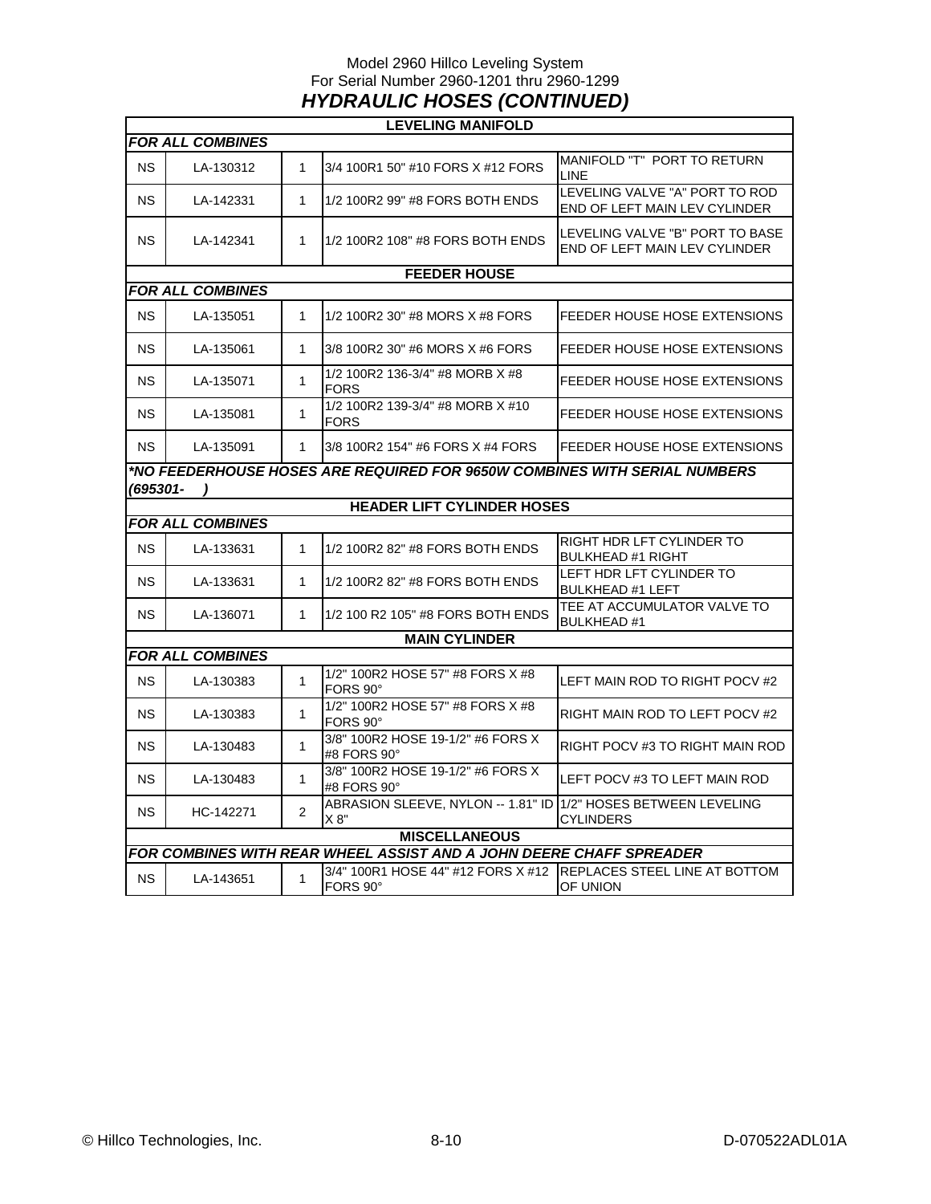Model 2960 Hillco Leveling System
For Serial Number 2960-1201 thru 2960-1299

## *HYDRAULIC HOSES (CONTINUED)*

| | | | | |
|---|---|---|---|---|
| **LEVELING MANIFOLD** | | | | |
| ***FOR ALL COMBINES*** | | | | |
| NS | LA-130312 | 1 | 3/4 100R1 50" #10 FORS X #12 FORS | MANIFOLD "T" PORT TO RETURN LINE |
| NS | LA-142331 | 1 | 1/2 100R2 99" #8 FORS BOTH ENDS | LEVELING VALVE "A" PORT TO ROD END OF LEFT MAIN LEV CYLINDER |
| NS | LA-142341 | 1 | 1/2 100R2 108" #8 FORS BOTH ENDS | LEVELING VALVE "B" PORT TO BASE END OF LEFT MAIN LEV CYLINDER |
| **FEEDER HOUSE** | | | | |
| ***FOR ALL COMBINES*** | | | | |
| NS | LA-135051 | 1 | 1/2 100R2 30" #8 MORS X #8 FORS | FEEDER HOUSE HOSE EXTENSIONS |
| NS | LA-135061 | 1 | 3/8 100R2 30" #6 MORS X #6 FORS | FEEDER HOUSE HOSE EXTENSIONS |
| NS | LA-135071 | 1 | 1/2 100R2 136-3/4" #8 MORB X #8 FORS | FEEDER HOUSE HOSE EXTENSIONS |
| NS | LA-135081 | 1 | 1/2 100R2 139-3/4" #8 MORB X #10 FORS | FEEDER HOUSE HOSE EXTENSIONS |
| NS | LA-135091 | 1 | 3/8 100R2 154" #6 FORS X #4 FORS | FEEDER HOUSE HOSE EXTENSIONS |
| ***\*NO FEEDERHOUSE HOSES ARE REQUIRED FOR 9650W COMBINES WITH SERIAL NUMBERS (695301- )*** | | | | |
| **HEADER LIFT CYLINDER HOSES** | | | | |
| ***FOR ALL COMBINES*** | | | | |
| NS | LA-133631 | 1 | 1/2 100R2 82" #8 FORS BOTH ENDS | RIGHT HDR LFT CYLINDER TO BULKHEAD #1 RIGHT |
| NS | LA-133631 | 1 | 1/2 100R2 82" #8 FORS BOTH ENDS | LEFT HDR LFT CYLINDER TO BULKHEAD #1 LEFT |
| NS | LA-136071 | 1 | 1/2 100 R2 105" #8 FORS BOTH ENDS | TEE AT ACCUMULATOR VALVE TO BULKHEAD #1 |
| **MAIN CYLINDER** | | | | |
| ***FOR ALL COMBINES*** | | | | |
| NS | LA-130383 | 1 | 1/2" 100R2 HOSE 57" #8 FORS X #8 FORS 90° | LEFT MAIN ROD TO RIGHT POCV #2 |
| NS | LA-130383 | 1 | 1/2" 100R2 HOSE 57" #8 FORS X #8 FORS 90° | RIGHT MAIN ROD TO LEFT POCV #2 |
| NS | LA-130483 | 1 | 3/8" 100R2 HOSE 19-1/2" #6 FORS X #8 FORS 90° | RIGHT POCV #3 TO RIGHT MAIN ROD |
| NS | LA-130483 | 1 | 3/8" 100R2 HOSE 19-1/2" #6 FORS X #8 FORS 90° | LEFT POCV #3 TO LEFT MAIN ROD |
| NS | HC-142271 | 2 | ABRASION SLEEVE, NYLON -- 1.81" ID X 8" | 1/2" HOSES BETWEEN LEVELING CYLINDERS |
| **MISCELLANEOUS** | | | | |
| ***FOR COMBINES WITH REAR WHEEL ASSIST AND A JOHN DEERE CHAFF SPREADER*** | | | | |
| NS | LA-143651 | 1 | 3/4" 100R1 HOSE 44" #12 FORS X #12 FORS 90° | REPLACES STEEL LINE AT BOTTOM OF UNION |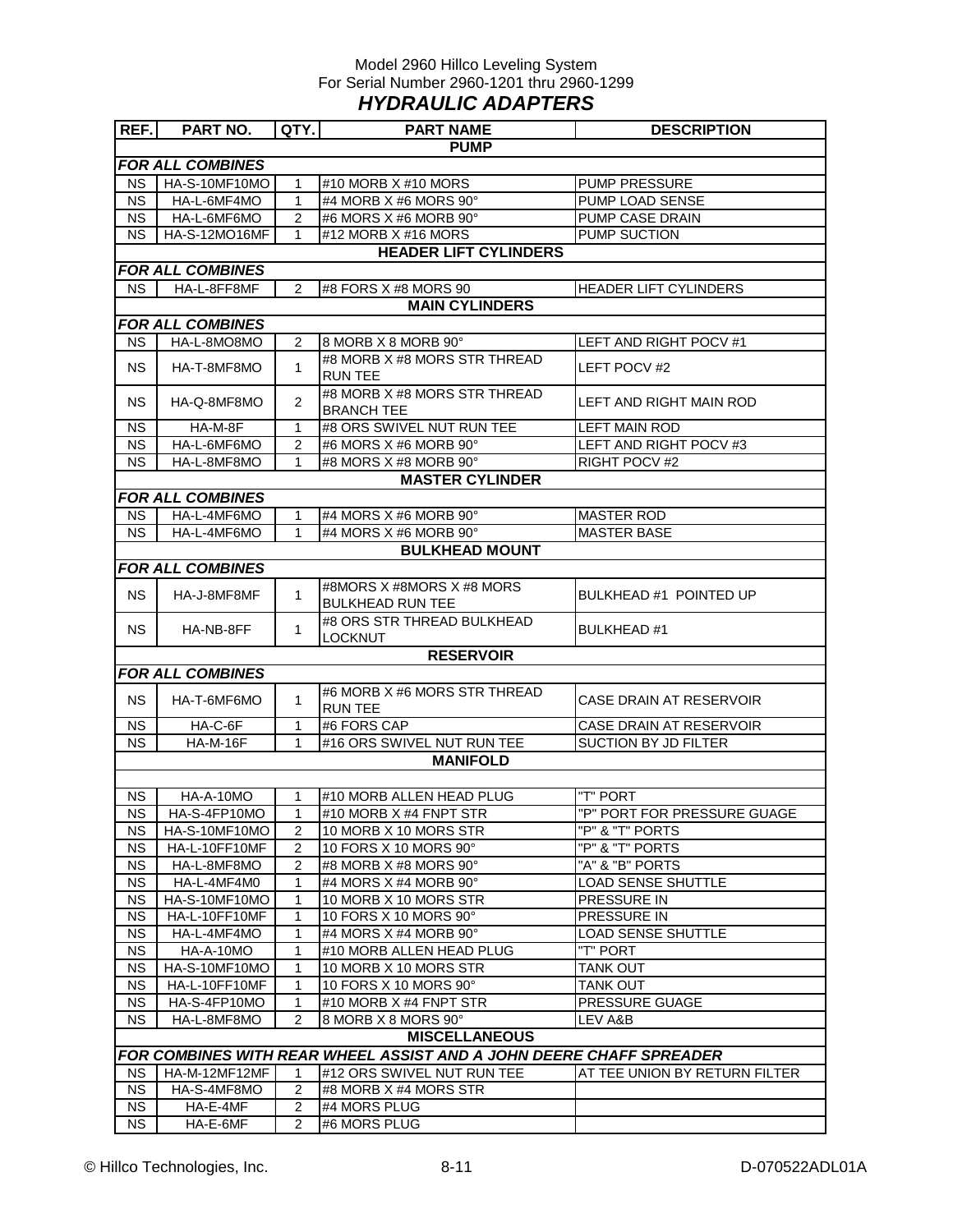Model 2960 Hillco Leveling System
For Serial Number 2960-1201 thru 2960-1299

# *HYDRAULIC ADAPTERS*

| REF. | PART NO. | QTY. | PART NAME | DESCRIPTION |
|---|---|---|---|---|
| | | | **PUMP** | |
| ***FOR ALL COMBINES*** | | | | |
| NS | HA-S-10MF10MO | 1 | #10 MORB X #10 MORS | PUMP PRESSURE |
| NS | HA-L-6MF4MO | 1 | #4 MORB X #6 MORS 90° | PUMP LOAD SENSE |
| NS | HA-L-6MF6MO | 2 | #6 MORS X #6 MORB 90° | PUMP CASE DRAIN |
| NS | HA-S-12MO16MF | 1 | #12 MORB X #16 MORS | PUMP SUCTION |
| | | | **HEADER LIFT CYLINDERS** | |
| ***FOR ALL COMBINES*** | | | | |
| NS | HA-L-8FF8MF | 2 | #8 FORS X #8 MORS 90 | HEADER LIFT CYLINDERS |
| | | | **MAIN CYLINDERS** | |
| ***FOR ALL COMBINES*** | | | | |
| NS | HA-L-8MO8MO | 2 | 8 MORB X 8 MORB 90° | LEFT AND RIGHT POCV #1 |
| NS | HA-T-8MF8MO | 1 | #8 MORB X #8 MORS STR THREAD RUN TEE | LEFT POCV #2 |
| NS | HA-Q-8MF8MO | 2 | #8 MORB X #8 MORS STR THREAD BRANCH TEE | LEFT AND RIGHT MAIN ROD |
| NS | HA-M-8F | 1 | #8 ORS SWIVEL NUT RUN TEE | LEFT MAIN ROD |
| NS | HA-L-6MF6MO | 2 | #6 MORS X #6 MORB 90° | LEFT AND RIGHT POCV #3 |
| NS | HA-L-8MF8MO | 1 | #8 MORS X #8 MORB 90° | RIGHT POCV #2 |
| | | | **MASTER CYLINDER** | |
| ***FOR ALL COMBINES*** | | | | |
| NS | HA-L-4MF6MO | 1 | #4 MORS X #6 MORB 90° | MASTER ROD |
| NS | HA-L-4MF6MO | 1 | #4 MORS X #6 MORB 90° | MASTER BASE |
| | | | **BULKHEAD MOUNT** | |
| ***FOR ALL COMBINES*** | | | | |
| NS | HA-J-8MF8MF | 1 | #8MORS X #8MORS X #8 MORS BULKHEAD RUN TEE | BULKHEAD #1 POINTED UP |
| NS | HA-NB-8FF | 1 | #8 ORS STR THREAD BULKHEAD LOCKNUT | BULKHEAD #1 |
| | | | **RESERVOIR** | |
| ***FOR ALL COMBINES*** | | | | |
| NS | HA-T-6MF6MO | 1 | #6 MORB X #6 MORS STR THREAD RUN TEE | CASE DRAIN AT RESERVOIR |
| NS | HA-C-6F | 1 | #6 FORS CAP | CASE DRAIN AT RESERVOIR |
| NS | HA-M-16F | 1 | #16 ORS SWIVEL NUT RUN TEE | SUCTION BY JD FILTER |
| | | | **MANIFOLD** | |
| | | | | |
| NS | HA-A-10MO | 1 | #10 MORB ALLEN HEAD PLUG | "T" PORT |
| NS | HA-S-4FP10MO | 1 | #10 MORB X #4 FNPT STR | "P" PORT FOR PRESSURE GUAGE |
| NS | HA-S-10MF10MO | 2 | 10 MORB X 10 MORS STR | "P" & "T" PORTS |
| NS | HA-L-10FF10MF | 2 | 10 FORS X 10 MORS 90° | "P" & "T" PORTS |
| NS | HA-L-8MF8MO | 2 | #8 MORB X #8 MORS 90° | "A" & "B" PORTS |
| NS | HA-L-4MF4M0 | 1 | #4 MORS X #4 MORB 90° | LOAD SENSE SHUTTLE |
| NS | HA-S-10MF10MO | 1 | 10 MORB X 10 MORS STR | PRESSURE IN |
| NS | HA-L-10FF10MF | 1 | 10 FORS X 10 MORS 90° | PRESSURE IN |
| NS | HA-L-4MF4MO | 1 | #4 MORS X #4 MORB 90° | LOAD SENSE SHUTTLE |
| NS | HA-A-10MO | 1 | #10 MORB ALLEN HEAD PLUG | "T" PORT |
| NS | HA-S-10MF10MO | 1 | 10 MORB X 10 MORS STR | TANK OUT |
| NS | HA-L-10FF10MF | 1 | 10 FORS X 10 MORS 90° | TANK OUT |
| NS | HA-S-4FP10MO | 1 | #10 MORB X #4 FNPT STR | PRESSURE GUAGE |
| NS | HA-L-8MF8MO | 2 | 8 MORB X 8 MORS 90° | LEV A&B |
| | | | **MISCELLANEOUS** | |
| ***FOR COMBINES WITH REAR WHEEL ASSIST AND A JOHN DEERE CHAFF SPREADER*** | | | | |
| NS | HA-M-12MF12MF | 1 | #12 ORS SWIVEL NUT RUN TEE | AT TEE UNION BY RETURN FILTER |
| NS | HA-S-4MF8MO | 2 | #8 MORB X #4 MORS STR | |
| NS | HA-E-4MF | 2 | #4 MORS PLUG | |
| NS | HA-E-6MF | 2 | #6 MORS PLUG | |

© Hillco Technologies, Inc. 8-11 D-070522ADL01A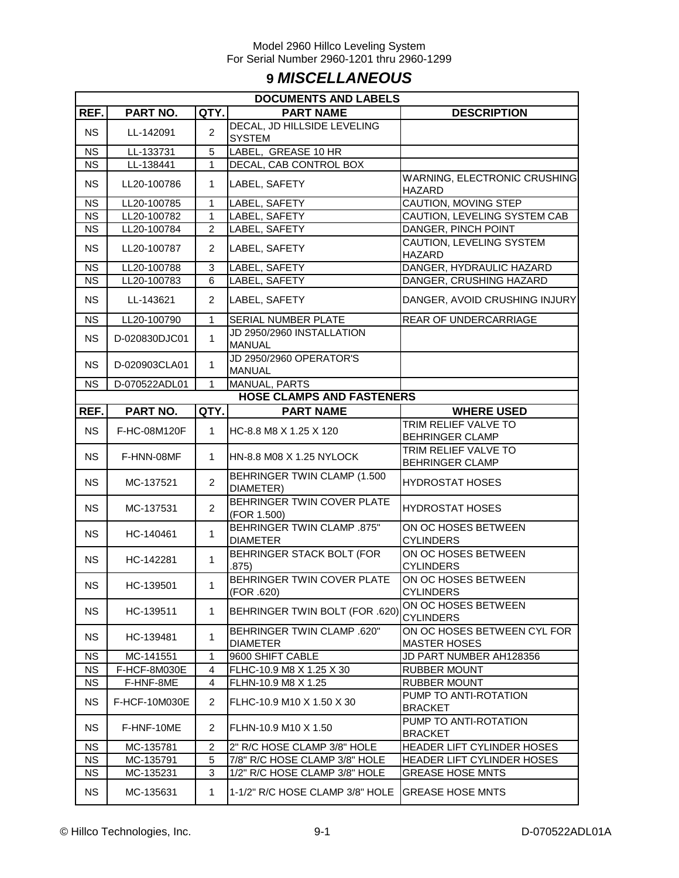Model 2960 Hillco Leveling System
For Serial Number 2960-1201 thru 2960-1299

# 9 *MISCELLANEOUS*

| DOCUMENTS AND LABELS | | | | |
|---|---|---|---|---|
| **REF.** | **PART NO.** | **QTY.** | **PART NAME** | **DESCRIPTION** |
| NS | LL-142091 | 2 | DECAL, JD HILLSIDE LEVELING SYSTEM | |
| NS | LL-133731 | 5 | LABEL, GREASE 10 HR | |
| NS | LL-138441 | 1 | DECAL, CAB CONTROL BOX | |
| NS | LL20-100786 | 1 | LABEL, SAFETY | WARNING, ELECTRONIC CRUSHING HAZARD |
| NS | LL20-100785 | 1 | LABEL, SAFETY | CAUTION, MOVING STEP |
| NS | LL20-100782 | 1 | LABEL, SAFETY | CAUTION, LEVELING SYSTEM CAB |
| NS | LL20-100784 | 2 | LABEL, SAFETY | DANGER, PINCH POINT |
| NS | LL20-100787 | 2 | LABEL, SAFETY | CAUTION, LEVELING SYSTEM HAZARD |
| NS | LL20-100788 | 3 | LABEL, SAFETY | DANGER, HYDRAULIC HAZARD |
| NS | LL20-100783 | 6 | LABEL, SAFETY | DANGER, CRUSHING HAZARD |
| NS | LL-143621 | 2 | LABEL, SAFETY | DANGER, AVOID CRUSHING INJURY |
| NS | LL20-100790 | 1 | SERIAL NUMBER PLATE | REAR OF UNDERCARRIAGE |
| NS | D-020830DJC01 | 1 | JD 2950/2960 INSTALLATION MANUAL | |
| NS | D-020903CLA01 | 1 | JD 2950/2960 OPERATOR'S MANUAL | |
| NS | D-070522ADL01 | 1 | MANUAL, PARTS | |

| HOSE CLAMPS AND FASTENERS | | | | |
|---|---|---|---|---|
| **REF.** | **PART NO.** | **QTY.** | **PART NAME** | **WHERE USED** |
| NS | F-HC-08M120F | 1 | HC-8.8 M8 X 1.25 X 120 | TRIM RELIEF VALVE TO BEHRINGER CLAMP |
| NS | F-HNN-08MF | 1 | HN-8.8 M08 X 1.25 NYLOCK | TRIM RELIEF VALVE TO BEHRINGER CLAMP |
| NS | MC-137521 | 2 | BEHRINGER TWIN CLAMP (1.500 DIAMETER) | HYDROSTAT HOSES |
| NS | MC-137531 | 2 | BEHRINGER TWIN COVER PLATE (FOR 1.500) | HYDROSTAT HOSES |
| NS | HC-140461 | 1 | BEHRINGER TWIN CLAMP .875" DIAMETER | ON OC HOSES BETWEEN CYLINDERS |
| NS | HC-142281 | 1 | BEHRINGER STACK BOLT (FOR .875) | ON OC HOSES BETWEEN CYLINDERS |
| NS | HC-139501 | 1 | BEHRINGER TWIN COVER PLATE (FOR .620) | ON OC HOSES BETWEEN CYLINDERS |
| NS | HC-139511 | 1 | BEHRINGER TWIN BOLT (FOR .620) | ON OC HOSES BETWEEN CYLINDERS |
| NS | HC-139481 | 1 | BEHRINGER TWIN CLAMP .620" DIAMETER | ON OC HOSES BETWEEN CYL FOR MASTER HOSES |
| NS | MC-141551 | 1 | 9600 SHIFT CABLE | JD PART NUMBER AH128356 |
| NS | F-HCF-8M030E | 4 | FLHC-10.9 M8 X 1.25 X 30 | RUBBER MOUNT |
| NS | F-HNF-8ME | 4 | FLHN-10.9 M8 X 1.25 | RUBBER MOUNT |
| NS | F-HCF-10M030E | 2 | FLHC-10.9 M10 X 1.50 X 30 | PUMP TO ANTI-ROTATION BRACKET |
| NS | F-HNF-10ME | 2 | FLHN-10.9 M10 X 1.50 | PUMP TO ANTI-ROTATION BRACKET |
| NS | MC-135781 | 2 | 2" R/C HOSE CLAMP 3/8" HOLE | HEADER LIFT CYLINDER HOSES |
| NS | MC-135791 | 5 | 7/8" R/C HOSE CLAMP 3/8" HOLE | HEADER LIFT CYLINDER HOSES |
| NS | MC-135231 | 3 | 1/2" R/C HOSE CLAMP 3/8" HOLE | GREASE HOSE MNTS |
| NS | MC-135631 | 1 | 1-1/2" R/C HOSE CLAMP 3/8" HOLE | GREASE HOSE MNTS |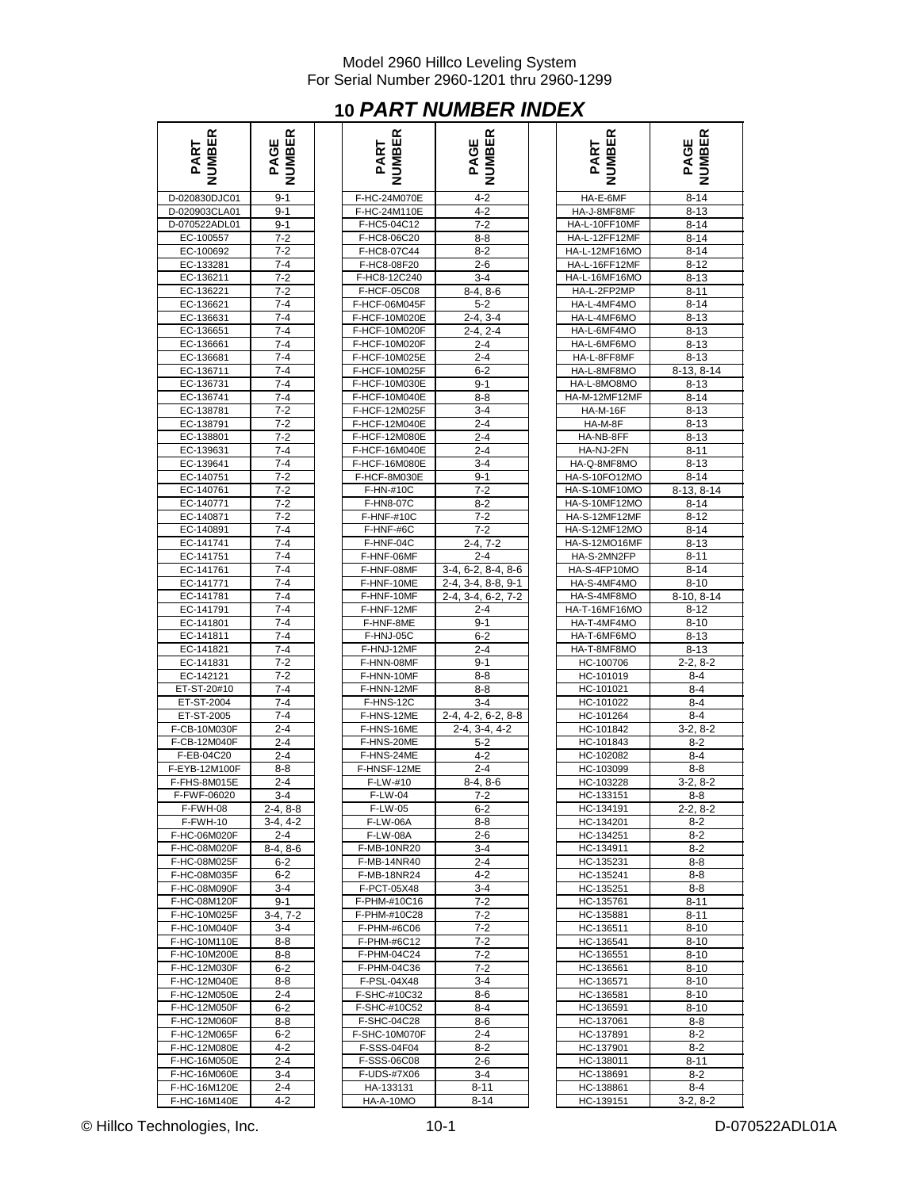# 10 PART NUMBER INDEX

| PART NUMBER | PAGE NUMBER | | PART NUMBER | PAGE NUMBER | | PART NUMBER | PAGE NUMBER |
|---|---|---|---|---|---|---|---|
| D-020830DJC01 | 9-1 | | F-HC-24M070E | 4-2 | | HA-E-6MF | 8-14 |
| D-020903CLA01 | 9-1 | | F-HC-24M110E | 4-2 | | HA-J-8MF8MF | 8-13 |
| D-070522ADL01 | 9-1 | | F-HC5-04C12 | 7-2 | | HA-L-10FF10MF | 8-14 |
| EC-100557 | 7-2 | | F-HC8-06C20 | 8-8 | | HA-L-12FF12MF | 8-14 |
| EC-100692 | 7-2 | | F-HC8-07C44 | 8-2 | | HA-L-12MF16MO | 8-14 |
| EC-133281 | 7-4 | | F-HC8-08F20 | 2-6 | | HA-L-16FF12MF | 8-12 |
| EC-136211 | 7-2 | | F-HC8-12C240 | 3-4 | | HA-L-16MF16MO | 8-13 |
| EC-136221 | 7-2 | | F-HCF-05C08 | 8-4, 8-6 | | HA-L-2FP2MP | 8-11 |
| EC-136621 | 7-4 | | F-HCF-06M045F | 5-2 | | HA-L-4MF4MO | 8-14 |
| EC-136631 | 7-4 | | F-HCF-10M020E | 2-4, 3-4 | | HA-L-4MF6MO | 8-13 |
| EC-136651 | 7-4 | | F-HCF-10M020F | 2-4, 2-4 | | HA-L-6MF4MO | 8-13 |
| EC-136661 | 7-4 | | F-HCF-10M020F | 2-4 | | HA-L-6MF6MO | 8-13 |
| EC-136681 | 7-4 | | F-HCF-10M025E | 2-4 | | HA-L-8FF8MF | 8-13 |
| EC-136711 | 7-4 | | F-HCF-10M025F | 6-2 | | HA-L-8MF8MO | 8-13, 8-14 |
| EC-136731 | 7-4 | | F-HCF-10M030E | 9-1 | | HA-L-8MO8MO | 8-13 |
| EC-136741 | 7-4 | | F-HCF-10M040E | 8-8 | | HA-M-12MF12MF | 8-14 |
| EC-138781 | 7-2 | | F-HCF-12M025F | 3-4 | | HA-M-16F | 8-13 |
| EC-138791 | 7-2 | | F-HCF-12M040E | 2-4 | | HA-M-8F | 8-13 |
| EC-138801 | 7-2 | | F-HCF-12M080E | 2-4 | | HA-NB-8FF | 8-13 |
| EC-139631 | 7-4 | | F-HCF-16M040E | 2-4 | | HA-NJ-2FN | 8-11 |
| EC-139641 | 7-4 | | F-HCF-16M080E | 3-4 | | HA-Q-8MF8MO | 8-13 |
| EC-140751 | 7-2 | | F-HCF-8M030E | 9-1 | | HA-S-10FO12MO | 8-14 |
| EC-140761 | 7-2 | | F-HN-#10C | 7-2 | | HA-S-10MF10MO | 8-13, 8-14 |
| EC-140771 | 7-2 | | F-HN8-07C | 8-2 | | HA-S-10MF12MO | 8-14 |
| EC-140871 | 7-2 | | F-HNF-#10C | 7-2 | | HA-S-12MF12MF | 8-12 |
| EC-140891 | 7-4 | | F-HNF-#6C | 7-2 | | HA-S-12MF12MO | 8-14 |
| EC-141741 | 7-4 | | F-HNF-04C | 2-4, 7-2 | | HA-S-12MO16MF | 8-13 |
| EC-141751 | 7-4 | | F-HNF-06MF | 2-4 | | HA-S-2MN2FP | 8-11 |
| EC-141761 | 7-4 | | F-HNF-08MF | 3-4, 6-2, 8-4, 8-6 | | HA-S-4FP10MO | 8-14 |
| EC-141771 | 7-4 | | F-HNF-10ME | 2-4, 3-4, 8-8, 9-1 | | HA-S-4MF4MO | 8-10 |
| EC-141781 | 7-4 | | F-HNF-10MF | 2-4, 3-4, 6-2, 7-2 | | HA-S-4MF8MO | 8-10, 8-14 |
| EC-141791 | 7-4 | | F-HNF-12MF | 2-4 | | HA-T-16MF16MO | 8-12 |
| EC-141801 | 7-4 | | F-HNF-8ME | 9-1 | | HA-T-4MF4MO | 8-10 |
| EC-141811 | 7-4 | | F-HNJ-05C | 6-2 | | HA-T-6MF6MO | 8-13 |
| EC-141821 | 7-4 | | F-HNJ-12MF | 2-4 | | HA-T-8MF8MO | 8-13 |
| EC-141831 | 7-2 | | F-HNN-08MF | 9-1 | | HC-100706 | 2-2, 8-2 |
| EC-142121 | 7-2 | | F-HNN-10MF | 8-8 | | HC-101019 | 8-4 |
| ET-ST-20#10 | 7-4 | | F-HNN-12MF | 8-8 | | HC-101021 | 8-4 |
| ET-ST-2004 | 7-4 | | F-HNS-12C | 3-4 | | HC-101022 | 8-4 |
| ET-ST-2005 | 7-4 | | F-HNS-12ME | 2-4, 4-2, 6-2, 8-8 | | HC-101264 | 8-4 |
| F-CB-10M030F | 2-4 | | F-HNS-16ME | 2-4, 3-4, 4-2 | | HC-101842 | 3-2, 8-2 |
| F-CB-12M040F | 2-4 | | F-HNS-20ME | 5-2 | | HC-101843 | 8-2 |
| F-EB-04C20 | 2-4 | | F-HNS-24ME | 4-2 | | HC-102082 | 8-4 |
| F-EYB-12M100F | 8-8 | | F-HNSF-12ME | 2-4 | | HC-103099 | 8-8 |
| F-FHS-8M015E | 2-4 | | F-LW-#10 | 8-4, 8-6 | | HC-103228 | 3-2, 8-2 |
| F-FWF-06020 | 3-4 | | F-LW-04 | 7-2 | | HC-133151 | 8-8 |
| F-FWH-08 | 2-4, 8-8 | | F-LW-05 | 6-2 | | HC-134191 | 2-2, 8-2 |
| F-FWH-10 | 3-4, 4-2 | | F-LW-06A | 8-8 | | HC-134201 | 8-2 |
| F-HC-06M020F | 2-4 | | F-LW-08A | 2-6 | | HC-134251 | 8-2 |
| F-HC-08M020F | 8-4, 8-6 | | F-MB-10NR20 | 3-4 | | HC-134911 | 8-2 |
| F-HC-08M025F | 6-2 | | F-MB-14NR40 | 2-4 | | HC-135231 | 8-8 |
| F-HC-08M035F | 6-2 | | F-MB-18NR24 | 4-2 | | HC-135241 | 8-8 |
| F-HC-08M090F | 3-4 | | F-PCT-05X48 | 3-4 | | HC-135251 | 8-8 |
| F-HC-08M120F | 9-1 | | F-PHM-#10C16 | 7-2 | | HC-135761 | 8-11 |
| F-HC-10M025F | 3-4, 7-2 | | F-PHM-#10C28 | 7-2 | | HC-135881 | 8-11 |
| F-HC-10M040F | 3-4 | | F-PHM-#6C06 | 7-2 | | HC-136511 | 8-10 |
| F-HC-10M110E | 8-8 | | F-PHM-#6C12 | 7-2 | | HC-136541 | 8-10 |
| F-HC-10M200E | 8-8 | | F-PHM-04C24 | 7-2 | | HC-136551 | 8-10 |
| F-HC-12M030F | 6-2 | | F-PHM-04C36 | 7-2 | | HC-136561 | 8-10 |
| F-HC-12M040E | 8-8 | | F-PSL-04X48 | 3-4 | | HC-136571 | 8-10 |
| F-HC-12M050E | 2-4 | | F-SHC-#10C32 | 8-6 | | HC-136581 | 8-10 |
| F-HC-12M050F | 6-2 | | F-SHC-#10C52 | 8-4 | | HC-136591 | 8-10 |
| F-HC-12M060F | 8-8 | | F-SHC-04C28 | 8-6 | | HC-137061 | 8-8 |
| F-HC-12M065F | 6-2 | | F-SHC-10M070F | 2-4 | | HC-137891 | 8-2 |
| F-HC-12M080E | 4-2 | | F-SSS-04F04 | 8-2 | | HC-137901 | 8-2 |
| F-HC-16M050E | 2-4 | | F-SSS-06C08 | 2-6 | | HC-138011 | 8-11 |
| F-HC-16M060E | 3-4 | | F-UDS-#7X06 | 3-4 | | HC-138691 | 8-2 |
| F-HC-16M120E | 2-4 | | HA-133131 | 8-11 | | HC-138861 | 8-4 |
| F-HC-16M140E | 4-2 | | HA-A-10MO | 8-14 | | HC-139151 | 3-2, 8-2 |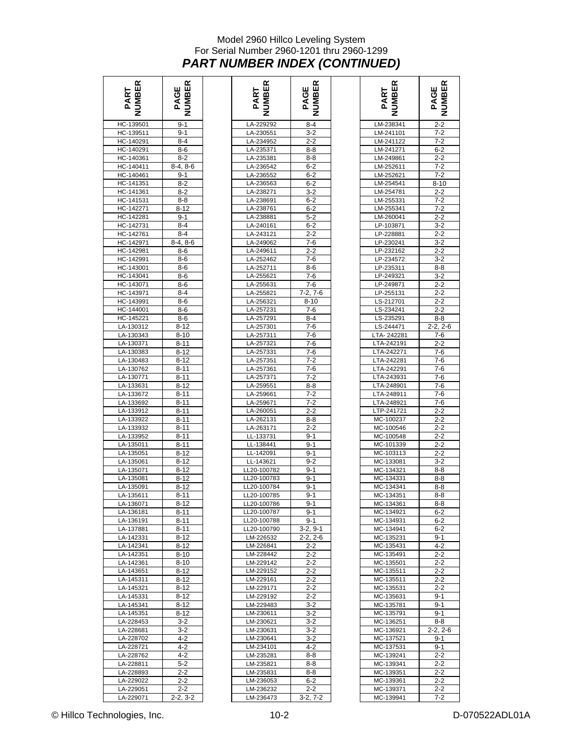Model 2960 Hillco Leveling System
For Serial Number 2960-1201 thru 2960-1299

# *PART NUMBER INDEX (CONTINUED)*

| PART NUMBER | PAGE NUMBER |
|---|---|
| HC-139501 | 9-1 |
| HC-139511 | 9-1 |
| HC-140291 | 8-4 |
| HC-140291 | 8-6 |
| HC-140361 | 8-2 |
| HC-140411 | 8-4, 8-6 |
| HC-140461 | 9-1 |
| HC-141351 | 8-2 |
| HC-141361 | 8-2 |
| HC-141531 | 8-8 |
| HC-142271 | 8-12 |
| HC-142281 | 9-1 |
| HC-142731 | 8-4 |
| HC-142761 | 8-4 |
| HC-142971 | 8-4, 8-6 |
| HC-142981 | 8-6 |
| HC-142991 | 8-6 |
| HC-143001 | 8-6 |
| HC-143041 | 8-6 |
| HC-143071 | 8-6 |
| HC-143971 | 8-4 |
| HC-143991 | 8-6 |
| HC-144001 | 8-6 |
| HC-145221 | 8-6 |
| LA-130312 | 8-12 |
| LA-130343 | 8-10 |
| LA-130371 | 8-11 |
| LA-130383 | 8-12 |
| LA-130483 | 8-12 |
| LA-130762 | 8-11 |
| LA-130771 | 8-11 |
| LA-133631 | 8-12 |
| LA-133672 | 8-11 |
| LA-133692 | 8-11 |
| LA-133912 | 8-11 |
| LA-133922 | 8-11 |
| LA-133932 | 8-11 |
| LA-133952 | 8-11 |
| LA-135011 | 8-11 |
| LA-135051 | 8-12 |
| LA-135061 | 8-12 |
| LA-135071 | 8-12 |
| LA-135081 | 8-12 |
| LA-135091 | 8-12 |
| LA-135611 | 8-11 |
| LA-136071 | 8-12 |
| LA-136181 | 8-11 |
| LA-136191 | 8-11 |
| LA-137881 | 8-11 |
| LA-142331 | 8-12 |
| LA-142341 | 8-12 |
| LA-142351 | 8-10 |
| LA-142361 | 8-10 |
| LA-143651 | 8-12 |
| LA-145311 | 8-12 |
| LA-145321 | 8-12 |
| LA-145331 | 8-12 |
| LA-145341 | 8-12 |
| LA-145351 | 8-12 |
| LA-228453 | 3-2 |
| LA-228681 | 3-2 |
| LA-228702 | 4-2 |
| LA-228721 | 4-2 |
| LA-228762 | 4-2 |
| LA-228811 | 5-2 |
| LA-228893 | 2-2 |
| LA-229022 | 2-2 |
| LA-229051 | 2-2 |
| LA-229071 | 2-2, 3-2 |

| PART NUMBER | PAGE NUMBER |
|---|---|
| LA-229292 | 8-4 |
| LA-230551 | 3-2 |
| LA-234952 | 2-2 |
| LA-235371 | 8-8 |
| LA-235381 | 8-8 |
| LA-236542 | 6-2 |
| LA-236552 | 6-2 |
| LA-236563 | 6-2 |
| LA-238271 | 3-2 |
| LA-238691 | 6-2 |
| LA-238761 | 6-2 |
| LA-238881 | 5-2 |
| LA-240161 | 6-2 |
| LA-243121 | 2-2 |
| LA-249062 | 7-6 |
| LA-249611 | 2-2 |
| LA-252462 | 7-6 |
| LA-252711 | 8-6 |
| LA-255621 | 7-6 |
| LA-255631 | 7-6 |
| LA-255821 | 7-2, 7-6 |
| LA-256321 | 8-10 |
| LA-257231 | 7-6 |
| LA-257291 | 8-4 |
| LA-257301 | 7-6 |
| LA-257311 | 7-6 |
| LA-257321 | 7-6 |
| LA-257331 | 7-6 |
| LA-257351 | 7-2 |
| LA-257361 | 7-6 |
| LA-257371 | 7-2 |
| LA-259551 | 8-8 |
| LA-259661 | 7-2 |
| LA-259671 | 7-2 |
| LA-260051 | 2-2 |
| LA-262131 | 8-8 |
| LA-263171 | 2-2 |
| LL-133731 | 9-1 |
| LL-138441 | 9-1 |
| LL-142091 | 9-1 |
| LL-143621 | 9-2 |
| LL20-100782 | 9-1 |
| LL20-100783 | 9-1 |
| LL20-100784 | 9-1 |
| LL20-100785 | 9-1 |
| LL20-100786 | 9-1 |
| LL20-100787 | 9-1 |
| LL20-100788 | 9-1 |
| LL20-100790 | 3-2, 9-1 |
| LM-226532 | 2-2, 2-6 |
| LM-226841 | 2-2 |
| LM-228442 | 2-2 |
| LM-229142 | 2-2 |
| LM-229152 | 2-2 |
| LM-229161 | 2-2 |
| LM-229171 | 2-2 |
| LM-229192 | 2-2 |
| LM-229483 | 3-2 |
| LM-230611 | 3-2 |
| LM-230621 | 3-2 |
| LM-230631 | 3-2 |
| LM-230641 | 3-2 |
| LM-234101 | 4-2 |
| LM-235281 | 8-8 |
| LM-235821 | 8-8 |
| LM-235831 | 8-8 |
| LM-236053 | 6-2 |
| LM-236232 | 2-2 |
| LM-236473 | 3-2, 7-2 |

| PART NUMBER | PAGE NUMBER |
|---|---|
| LM-238341 | 2-2 |
| LM-241101 | 7-2 |
| LM-241122 | 7-2 |
| LM-241271 | 6-2 |
| LM-249861 | 2-2 |
| LM-252611 | 7-2 |
| LM-252621 | 7-2 |
| LM-254541 | 8-10 |
| LM-254781 | 2-2 |
| LM-255331 | 7-2 |
| LM-255341 | 7-2 |
| LM-260041 | 2-2 |
| LP-103871 | 3-2 |
| LP-228881 | 2-2 |
| LP-230241 | 3-2 |
| LP-232162 | 2-2 |
| LP-234572 | 3-2 |
| LP-235311 | 8-8 |
| LP-249321 | 3-2 |
| LP-249871 | 2-2 |
| LP-255131 | 2-2 |
| LS-212701 | 2-2 |
| LS-234241 | 2-2 |
| LS-235291 | 8-8 |
| LS-244471 | 2-2, 2-6 |
| LTA- 242281 | 7-6 |
| LTA-242191 | 2-2 |
| LTA-242271 | 7-6 |
| LTA-242281 | 7-6 |
| LTA-242291 | 7-6 |
| LTA-243931 | 7-6 |
| LTA-248901 | 7-6 |
| LTA-248911 | 7-6 |
| LTA-248921 | 7-6 |
| LTP-241721 | 2-2 |
| MC-100237 | 2-2 |
| MC-100546 | 2-2 |
| MC-100548 | 2-2 |
| MC-101339 | 2-2 |
| MC-103113 | 2-2 |
| MC-133081 | 3-2 |
| MC-134321 | 8-8 |
| MC-134331 | 8-8 |
| MC-134341 | 8-8 |
| MC-134351 | 8-8 |
| MC-134361 | 8-8 |
| MC-134921 | 6-2 |
| MC-134931 | 6-2 |
| MC-134941 | 6-2 |
| MC-135231 | 9-1 |
| MC-135431 | 4-2 |
| MC-135491 | 2-2 |
| MC-135501 | 2-2 |
| MC-135511 | 2-2 |
| MC-135511 | 2-2 |
| MC-135531 | 2-2 |
| MC-135631 | 9-1 |
| MC-135781 | 9-1 |
| MC-135791 | 9-1 |
| MC-136251 | 8-8 |
| MC-136921 | 2-2, 2-6 |
| MC-137521 | 9-1 |
| MC-137531 | 9-1 |
| MC-139241 | 2-2 |
| MC-139341 | 2-2 |
| MC-139351 | 2-2 |
| MC-139361 | 2-2 |
| MC-139371 | 2-2 |
| MC-139941 | 7-2 |